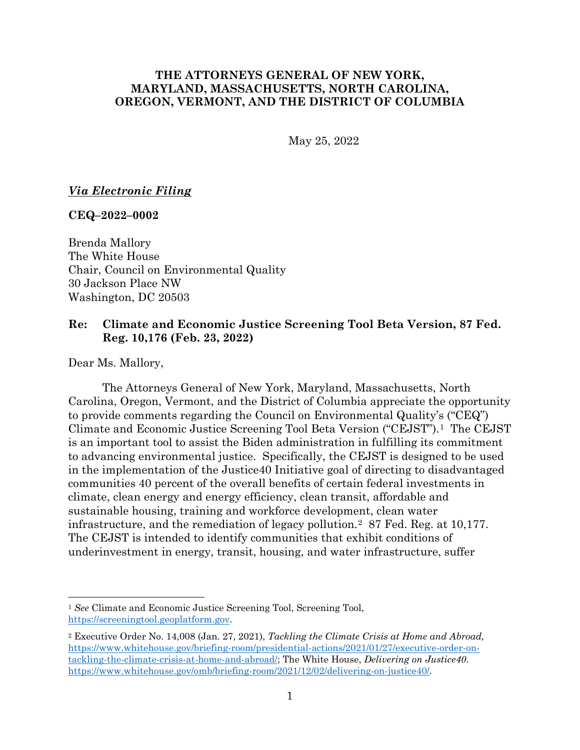**THE ATTORNEYS GENERAL OF NEW YORK, MARYLAND, MASSACHUSETTS, NORTH CAROLINA, OREGON, VERMONT, AND THE DISTRICT OF COLUMBIA**

May 25, 2022

***Via Electronic Filing***

**CEQ–2022–0002**

Brenda Mallory
The White House
Chair, Council on Environmental Quality
30 Jackson Place NW
Washington, DC 20503

**Re: Climate and Economic Justice Screening Tool Beta Version, 87 Fed. Reg. 10,176 (Feb. 23, 2022)**

Dear Ms. Mallory,

The Attorneys General of New York, Maryland, Massachusetts, North Carolina, Oregon, Vermont, and the District of Columbia appreciate the opportunity to provide comments regarding the Council on Environmental Quality's ("CEQ") Climate and Economic Justice Screening Tool Beta Version ("CEJST").[1] The CEJST is an important tool to assist the Biden administration in fulfilling its commitment to advancing environmental justice. Specifically, the CEJST is designed to be used in the implementation of the Justice40 Initiative goal of directing to disadvantaged communities 40 percent of the overall benefits of certain federal investments in climate, clean energy and energy efficiency, clean transit, affordable and sustainable housing, training and workforce development, clean water infrastructure, and the remediation of legacy pollution.[2] 87 Fed. Reg. at 10,177. The CEJST is intended to identify communities that exhibit conditions of underinvestment in energy, transit, housing, and water infrastructure, suffer

---

[1] *See* Climate and Economic Justice Screening Tool, Screening Tool, https://screeningtool.geoplatform.gov.

[2] Executive Order No. 14,008 (Jan. 27, 2021), *Tackling the Climate Crisis at Home and Abroad,* https://www.whitehouse.gov/briefing-room/presidential-actions/2021/01/27/executive-order-on-tackling-the-climate-crisis-at-home-and-abroad/; The White House, *Delivering on Justice40*. https://www.whitehouse.gov/omb/briefing-room/2021/12/02/delivering-on-justice40/.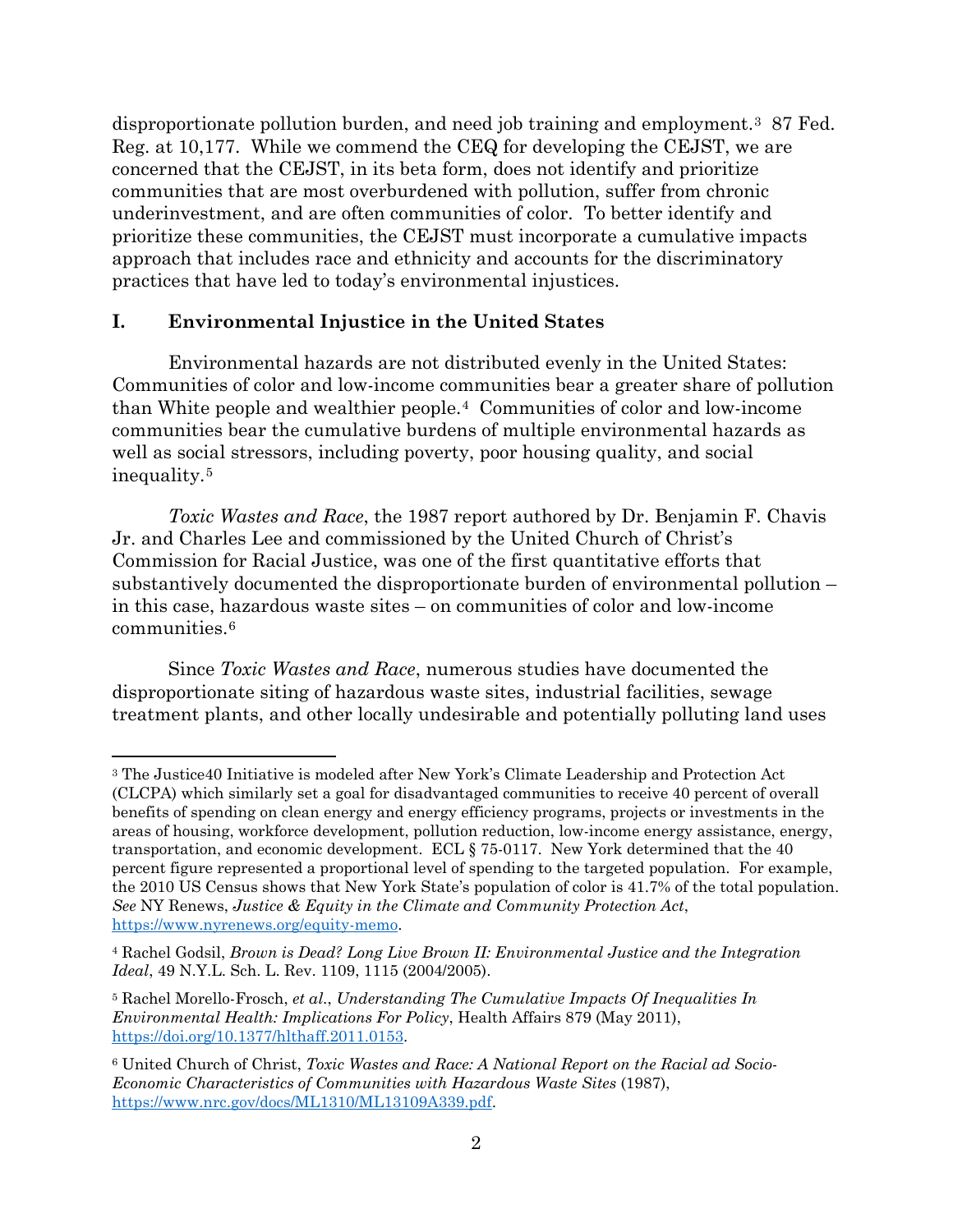disproportionate pollution burden, and need job training and employment.[3] 87 Fed. Reg. at 10,177. While we commend the CEQ for developing the CEJST, we are concerned that the CEJST, in its beta form, does not identify and prioritize communities that are most overburdened with pollution, suffer from chronic underinvestment, and are often communities of color. To better identify and prioritize these communities, the CEJST must incorporate a cumulative impacts approach that includes race and ethnicity and accounts for the discriminatory practices that have led to today's environmental injustices.

## I. Environmental Injustice in the United States

Environmental hazards are not distributed evenly in the United States: Communities of color and low-income communities bear a greater share of pollution than White people and wealthier people.[4] Communities of color and low-income communities bear the cumulative burdens of multiple environmental hazards as well as social stressors, including poverty, poor housing quality, and social inequality.[5]

*Toxic Wastes and Race*, the 1987 report authored by Dr. Benjamin F. Chavis Jr. and Charles Lee and commissioned by the United Church of Christ's Commission for Racial Justice, was one of the first quantitative efforts that substantively documented the disproportionate burden of environmental pollution – in this case, hazardous waste sites – on communities of color and low-income communities.[6]

Since *Toxic Wastes and Race*, numerous studies have documented the disproportionate siting of hazardous waste sites, industrial facilities, sewage treatment plants, and other locally undesirable and potentially polluting land uses

---

[3] The Justice40 Initiative is modeled after New York's Climate Leadership and Protection Act (CLCPA) which similarly set a goal for disadvantaged communities to receive 40 percent of overall benefits of spending on clean energy and energy efficiency programs, projects or investments in the areas of housing, workforce development, pollution reduction, low-income energy assistance, energy, transportation, and economic development. ECL § 75-0117. New York determined that the 40 percent figure represented a proportional level of spending to the targeted population. For example, the 2010 US Census shows that New York State's population of color is 41.7% of the total population. *See* NY Renews, *Justice & Equity in the Climate and Community Protection Act*, https://www.nyrenews.org/equity-memo.

[4] Rachel Godsil, *Brown is Dead? Long Live Brown II: Environmental Justice and the Integration Ideal*, 49 N.Y.L. Sch. L. Rev. 1109, 1115 (2004/2005).

[5] Rachel Morello-Frosch, *et al.*, *Understanding The Cumulative Impacts Of Inequalities In Environmental Health: Implications For Policy*, Health Affairs 879 (May 2011), https://doi.org/10.1377/hlthaff.2011.0153.

[6] United Church of Christ, *Toxic Wastes and Race: A National Report on the Racial ad Socio-Economic Characteristics of Communities with Hazardous Waste Sites* (1987), https://www.nrc.gov/docs/ML1310/ML13109A339.pdf.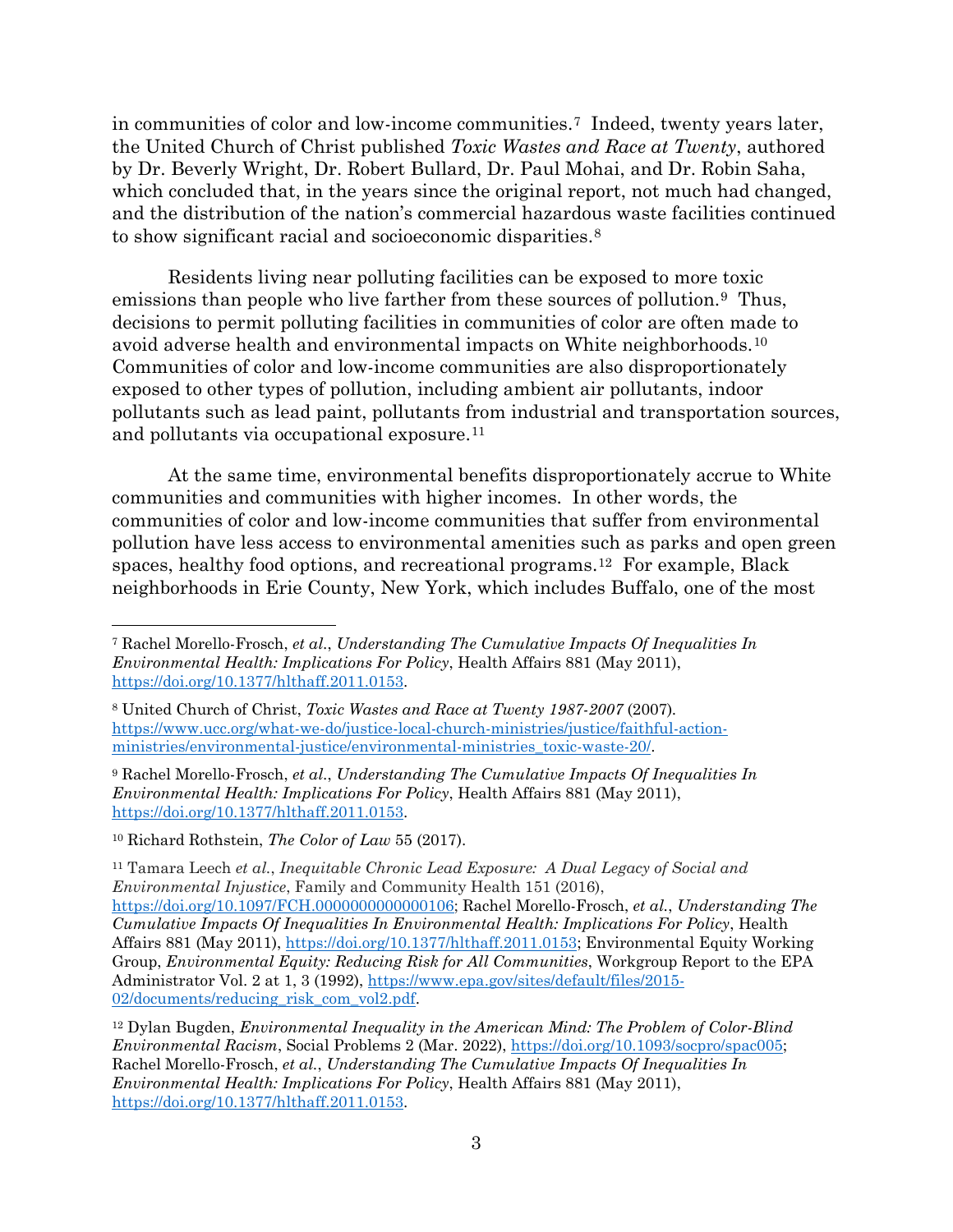in communities of color and low-income communities.[7] Indeed, twenty years later, the United Church of Christ published *Toxic Wastes and Race at Twenty*, authored by Dr. Beverly Wright, Dr. Robert Bullard, Dr. Paul Mohai, and Dr. Robin Saha, which concluded that, in the years since the original report, not much had changed, and the distribution of the nation's commercial hazardous waste facilities continued to show significant racial and socioeconomic disparities.[8]

Residents living near polluting facilities can be exposed to more toxic emissions than people who live farther from these sources of pollution.[9] Thus, decisions to permit polluting facilities in communities of color are often made to avoid adverse health and environmental impacts on White neighborhoods.[10] Communities of color and low-income communities are also disproportionately exposed to other types of pollution, including ambient air pollutants, indoor pollutants such as lead paint, pollutants from industrial and transportation sources, and pollutants via occupational exposure.[11]

At the same time, environmental benefits disproportionately accrue to White communities and communities with higher incomes. In other words, the communities of color and low-income communities that suffer from environmental pollution have less access to environmental amenities such as parks and open green spaces, healthy food options, and recreational programs.[12] For example, Black neighborhoods in Erie County, New York, which includes Buffalo, one of the most

---

[7] Rachel Morello-Frosch, *et al.*, *Understanding The Cumulative Impacts Of Inequalities In Environmental Health: Implications For Policy*, Health Affairs 881 (May 2011), https://doi.org/10.1377/hlthaff.2011.0153.

[8] United Church of Christ, *Toxic Wastes and Race at Twenty 1987-2007* (2007). https://www.ucc.org/what-we-do/justice-local-church-ministries/justice/faithful-action-ministries/environmental-justice/environmental-ministries_toxic-waste-20/.

[9] Rachel Morello-Frosch, *et al.*, *Understanding The Cumulative Impacts Of Inequalities In Environmental Health: Implications For Policy*, Health Affairs 881 (May 2011), https://doi.org/10.1377/hlthaff.2011.0153.

[10] Richard Rothstein, *The Color of Law* 55 (2017).

[11] Tamara Leech *et al.*, *Inequitable Chronic Lead Exposure: A Dual Legacy of Social and Environmental Injustice*, Family and Community Health 151 (2016), https://doi.org/10.1097/FCH.0000000000000106; Rachel Morello-Frosch, *et al.*, *Understanding The Cumulative Impacts Of Inequalities In Environmental Health: Implications For Policy*, Health Affairs 881 (May 2011), https://doi.org/10.1377/hlthaff.2011.0153; Environmental Equity Working Group, *Environmental Equity: Reducing Risk for All Communities*, Workgroup Report to the EPA Administrator Vol. 2 at 1, 3 (1992), https://www.epa.gov/sites/default/files/2015-02/documents/reducing_risk_com_vol2.pdf.

[12] Dylan Bugden, *Environmental Inequality in the American Mind: The Problem of Color-Blind Environmental Racism*, Social Problems 2 (Mar. 2022), https://doi.org/10.1093/socpro/spac005; Rachel Morello-Frosch, *et al.*, *Understanding The Cumulative Impacts Of Inequalities In Environmental Health: Implications For Policy*, Health Affairs 881 (May 2011), https://doi.org/10.1377/hlthaff.2011.0153.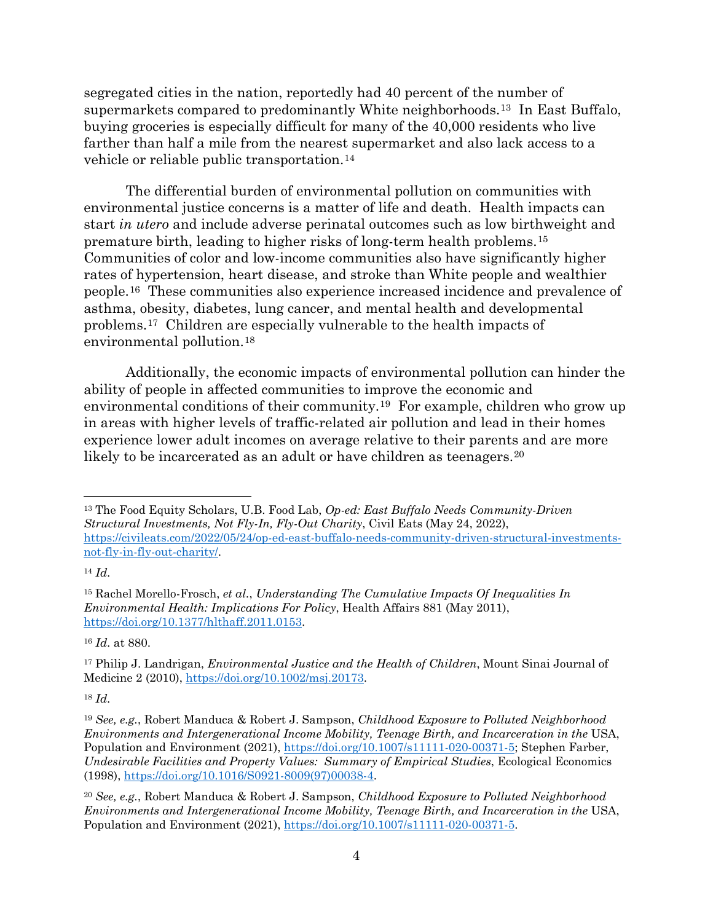segregated cities in the nation, reportedly had 40 percent of the number of supermarkets compared to predominantly White neighborhoods.[13] In East Buffalo, buying groceries is especially difficult for many of the 40,000 residents who live farther than half a mile from the nearest supermarket and also lack access to a vehicle or reliable public transportation.[14]

The differential burden of environmental pollution on communities with environmental justice concerns is a matter of life and death. Health impacts can start *in utero* and include adverse perinatal outcomes such as low birthweight and premature birth, leading to higher risks of long-term health problems.[15] Communities of color and low-income communities also have significantly higher rates of hypertension, heart disease, and stroke than White people and wealthier people.[16] These communities also experience increased incidence and prevalence of asthma, obesity, diabetes, lung cancer, and mental health and developmental problems.[17] Children are especially vulnerable to the health impacts of environmental pollution.[18]

Additionally, the economic impacts of environmental pollution can hinder the ability of people in affected communities to improve the economic and environmental conditions of their community.[19] For example, children who grow up in areas with higher levels of traffic-related air pollution and lead in their homes experience lower adult incomes on average relative to their parents and are more likely to be incarcerated as an adult or have children as teenagers.[20]

---

[13] The Food Equity Scholars, U.B. Food Lab, *Op-ed: East Buffalo Needs Community-Driven Structural Investments, Not Fly-In, Fly-Out Charity*, Civil Eats (May 24, 2022), https://civileats.com/2022/05/24/op-ed-east-buffalo-needs-community-driven-structural-investments-not-fly-in-fly-out-charity/.

[14] *Id.*

[15] Rachel Morello-Frosch, *et al.*, *Understanding The Cumulative Impacts Of Inequalities In Environmental Health: Implications For Policy*, Health Affairs 881 (May 2011), https://doi.org/10.1377/hlthaff.2011.0153.

[16] *Id.* at 880.

[17] Philip J. Landrigan, *Environmental Justice and the Health of Children*, Mount Sinai Journal of Medicine 2 (2010), https://doi.org/10.1002/msj.20173.

[18] *Id.*

[19] *See, e.g.*, Robert Manduca & Robert J. Sampson, *Childhood Exposure to Polluted Neighborhood Environments and Intergenerational Income Mobility, Teenage Birth, and Incarceration in the* USA, Population and Environment (2021), https://doi.org/10.1007/s11111-020-00371-5; Stephen Farber, *Undesirable Facilities and Property Values: Summary of Empirical Studies*, Ecological Economics (1998), https://doi.org/10.1016/S0921-8009(97)00038-4.

[20] *See, e.g.*, Robert Manduca & Robert J. Sampson, *Childhood Exposure to Polluted Neighborhood Environments and Intergenerational Income Mobility, Teenage Birth, and Incarceration in the* USA, Population and Environment (2021), https://doi.org/10.1007/s11111-020-00371-5.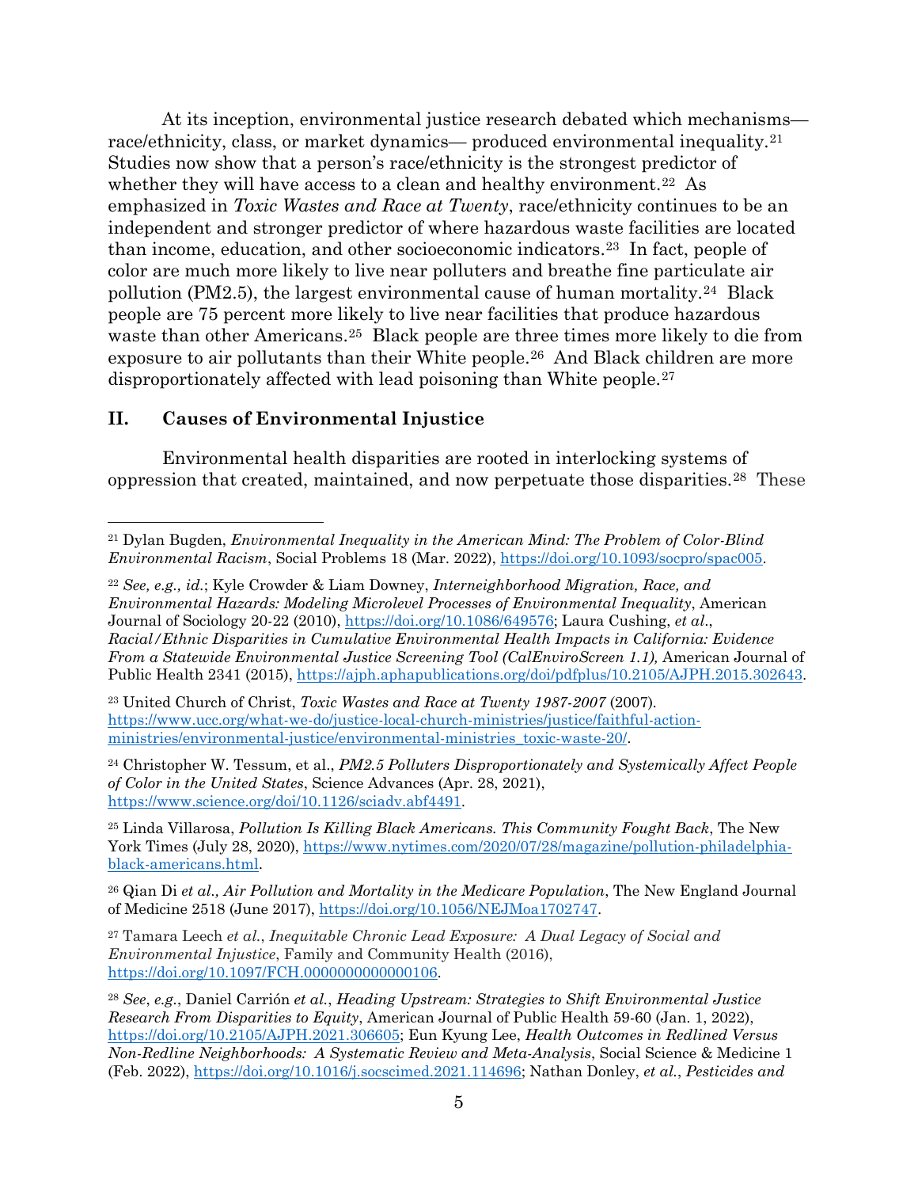At its inception, environmental justice research debated which mechanisms—race/ethnicity, class, or market dynamics— produced environmental inequality.[21] Studies now show that a person's race/ethnicity is the strongest predictor of whether they will have access to a clean and healthy environment.[22] As emphasized in *Toxic Wastes and Race at Twenty*, race/ethnicity continues to be an independent and stronger predictor of where hazardous waste facilities are located than income, education, and other socioeconomic indicators.[23] In fact, people of color are much more likely to live near polluters and breathe fine particulate air pollution (PM2.5), the largest environmental cause of human mortality.[24] Black people are 75 percent more likely to live near facilities that produce hazardous waste than other Americans.[25] Black people are three times more likely to die from exposure to air pollutants than their White people.[26] And Black children are more disproportionately affected with lead poisoning than White people.[27]

## II. Causes of Environmental Injustice

Environmental health disparities are rooted in interlocking systems of oppression that created, maintained, and now perpetuate those disparities.[28] These

---

[21] Dylan Bugden, *Environmental Inequality in the American Mind: The Problem of Color-Blind Environmental Racism*, Social Problems 18 (Mar. 2022), https://doi.org/10.1093/socpro/spac005.

[22] *See, e.g., id.*; Kyle Crowder & Liam Downey, *Interneighborhood Migration, Race, and Environmental Hazards: Modeling Microlevel Processes of Environmental Inequality*, American Journal of Sociology 20-22 (2010), https://doi.org/10.1086/649576; Laura Cushing, *et al*., *Racial/Ethnic Disparities in Cumulative Environmental Health Impacts in California: Evidence From a Statewide Environmental Justice Screening Tool (CalEnviroScreen 1.1),* American Journal of Public Health 2341 (2015), https://ajph.aphapublications.org/doi/pdfplus/10.2105/AJPH.2015.302643.

[23] United Church of Christ, *Toxic Wastes and Race at Twenty 1987-2007* (2007). https://www.ucc.org/what-we-do/justice-local-church-ministries/justice/faithful-action-ministries/environmental-justice/environmental-ministries_toxic-waste-20/.

[24] Christopher W. Tessum, et al., *PM2.5 Polluters Disproportionately and Systemically Affect People of Color in the United States*, Science Advances (Apr. 28, 2021), https://www.science.org/doi/10.1126/sciadv.abf4491.

[25] Linda Villarosa, *Pollution Is Killing Black Americans. This Community Fought Back*, The New York Times (July 28, 2020), https://www.nytimes.com/2020/07/28/magazine/pollution-philadelphia-black-americans.html.

[26] Qian Di *et al., Air Pollution and Mortality in the Medicare Population*, The New England Journal of Medicine 2518 (June 2017), https://doi.org/10.1056/NEJMoa1702747.

[27] Tamara Leech *et al.*, *Inequitable Chronic Lead Exposure: A Dual Legacy of Social and Environmental Injustice*, Family and Community Health (2016), https://doi.org/10.1097/FCH.0000000000000106.

[28] *See*, *e.g*., Daniel Carrión *et al.*, *Heading Upstream: Strategies to Shift Environmental Justice Research From Disparities to Equity*, American Journal of Public Health 59-60 (Jan. 1, 2022), https://doi.org/10.2105/AJPH.2021.306605; Eun Kyung Lee, *Health Outcomes in Redlined Versus Non-Redline Neighborhoods: A Systematic Review and Meta-Analysis*, Social Science & Medicine 1 (Feb. 2022), https://doi.org/10.1016/j.socscimed.2021.114696; Nathan Donley, *et al.*, *Pesticides and*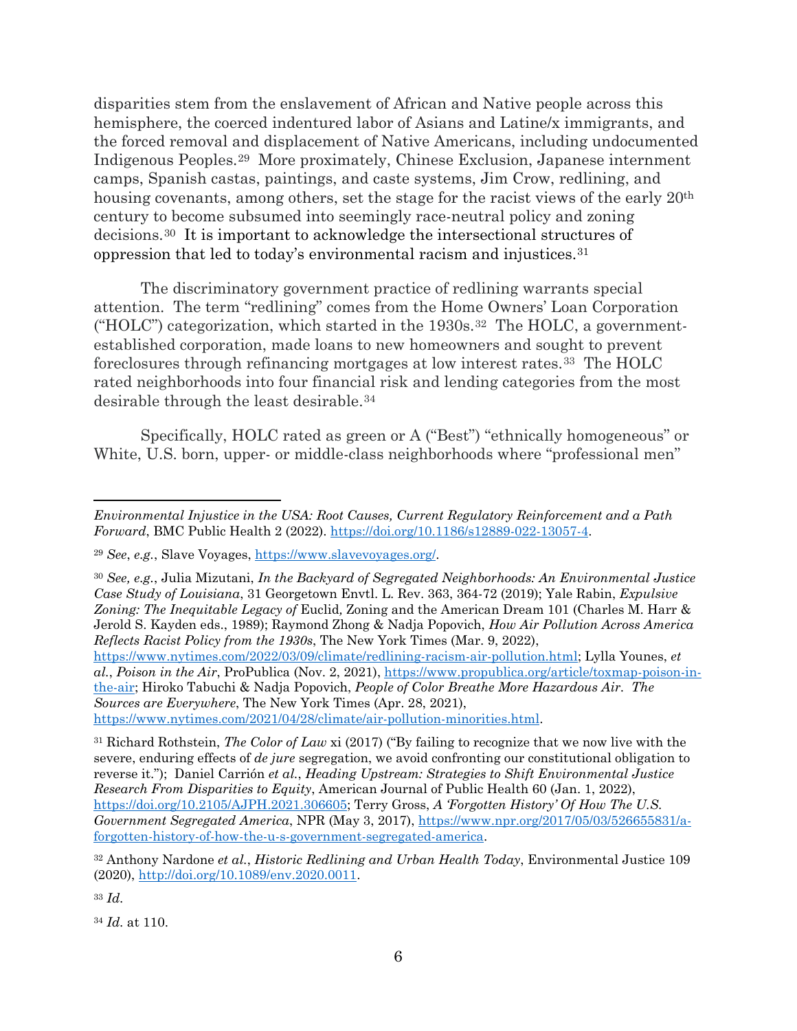disparities stem from the enslavement of African and Native people across this hemisphere, the coerced indentured labor of Asians and Latine/x immigrants, and the forced removal and displacement of Native Americans, including undocumented Indigenous Peoples.[29] More proximately, Chinese Exclusion, Japanese internment camps, Spanish castas, paintings, and caste systems, Jim Crow, redlining, and housing covenants, among others, set the stage for the racist views of the early 20th century to become subsumed into seemingly race-neutral policy and zoning decisions.[30] It is important to acknowledge the intersectional structures of oppression that led to today's environmental racism and injustices.[31]

The discriminatory government practice of redlining warrants special attention. The term "redlining" comes from the Home Owners' Loan Corporation ("HOLC") categorization, which started in the 1930s.[32] The HOLC, a government-established corporation, made loans to new homeowners and sought to prevent foreclosures through refinancing mortgages at low interest rates.[33] The HOLC rated neighborhoods into four financial risk and lending categories from the most desirable through the least desirable.[34]

Specifically, HOLC rated as green or A ("Best") "ethnically homogeneous" or White, U.S. born, upper- or middle-class neighborhoods where "professional men"

---

*Environmental Injustice in the USA: Root Causes, Current Regulatory Reinforcement and a Path Forward*, BMC Public Health 2 (2022). https://doi.org/10.1186/s12889-022-13057-4.

[29] *See*, *e.g.*, Slave Voyages, https://www.slavevoyages.org/.

[30] *See, e.g.*, Julia Mizutani, *In the Backyard of Segregated Neighborhoods: An Environmental Justice Case Study of Louisiana*, 31 Georgetown Envtl. L. Rev. 363, 364-72 (2019); Yale Rabin, *Expulsive Zoning: The Inequitable Legacy of* Euclid*,* Zoning and the American Dream 101 (Charles M. Harr & Jerold S. Kayden eds., 1989); Raymond Zhong & Nadja Popovich, *How Air Pollution Across America Reflects Racist Policy from the 1930s*, The New York Times (Mar. 9, 2022), https://www.nytimes.com/2022/03/09/climate/redlining-racism-air-pollution.html; Lylla Younes, *et al.*, *Poison in the Air*, ProPublica (Nov. 2, 2021), https://www.propublica.org/article/toxmap-poison-in-the-air; Hiroko Tabuchi & Nadja Popovich, *People of Color Breathe More Hazardous Air. The Sources are Everywhere*, The New York Times (Apr. 28, 2021), https://www.nytimes.com/2021/04/28/climate/air-pollution-minorities.html.

[31] Richard Rothstein, *The Color of Law* xi (2017) ("By failing to recognize that we now live with the severe, enduring effects of *de jure* segregation, we avoid confronting our constitutional obligation to reverse it."); Daniel Carrión *et al.*, *Heading Upstream: Strategies to Shift Environmental Justice Research From Disparities to Equity*, American Journal of Public Health 60 (Jan. 1, 2022), https://doi.org/10.2105/AJPH.2021.306605; Terry Gross, *A 'Forgotten History' Of How The U.S. Government Segregated America*, NPR (May 3, 2017), https://www.npr.org/2017/05/03/526655831/a-forgotten-history-of-how-the-u-s-government-segregated-america.

[32] Anthony Nardone *et al.*, *Historic Redlining and Urban Health Today*, Environmental Justice 109 (2020), http://doi.org/10.1089/env.2020.0011.

[33] *Id.*

[34] *Id.* at 110.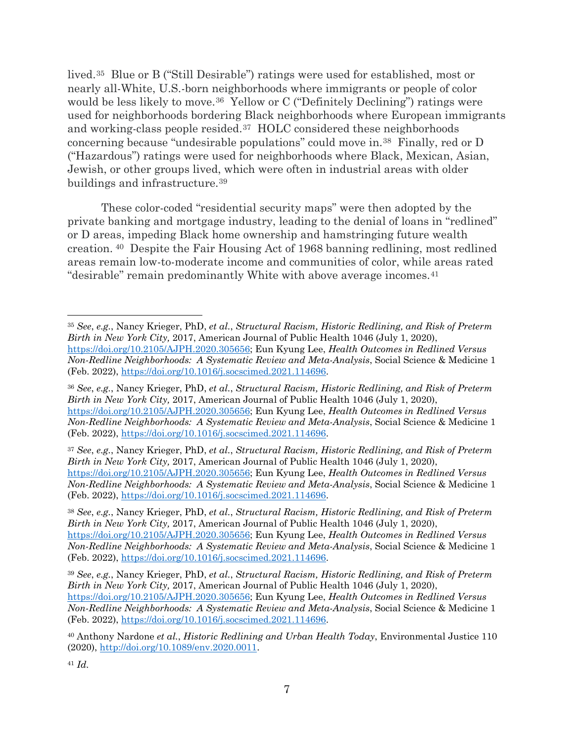lived.[35] Blue or B ("Still Desirable") ratings were used for established, most or nearly all-White, U.S.-born neighborhoods where immigrants or people of color would be less likely to move.[36] Yellow or C ("Definitely Declining") ratings were used for neighborhoods bordering Black neighborhoods where European immigrants and working-class people resided.[37] HOLC considered these neighborhoods concerning because "undesirable populations" could move in.[38] Finally, red or D ("Hazardous") ratings were used for neighborhoods where Black, Mexican, Asian, Jewish, or other groups lived, which were often in industrial areas with older buildings and infrastructure.[39]

These color-coded "residential security maps" were then adopted by the private banking and mortgage industry, leading to the denial of loans in "redlined" or D areas, impeding Black home ownership and hamstringing future wealth creation.[40] Despite the Fair Housing Act of 1968 banning redlining, most redlined areas remain low-to-moderate income and communities of color, while areas rated "desirable" remain predominantly White with above average incomes.[41]

---

[35] *See*, *e.g.*, Nancy Krieger, PhD, *et al.*, *Structural Racism, Historic Redlining, and Risk of Preterm Birth in New York City,* 2017, American Journal of Public Health 1046 (July 1, 2020), https://doi.org/10.2105/AJPH.2020.305656; Eun Kyung Lee, *Health Outcomes in Redlined Versus Non-Redline Neighborhoods: A Systematic Review and Meta-Analysis*, Social Science & Medicine 1 (Feb. 2022), https://doi.org/10.1016/j.socscimed.2021.114696.

[36] *See*, *e.g.*, Nancy Krieger, PhD, *et al.*, *Structural Racism, Historic Redlining, and Risk of Preterm Birth in New York City,* 2017, American Journal of Public Health 1046 (July 1, 2020), https://doi.org/10.2105/AJPH.2020.305656; Eun Kyung Lee, *Health Outcomes in Redlined Versus Non-Redline Neighborhoods: A Systematic Review and Meta-Analysis*, Social Science & Medicine 1 (Feb. 2022), https://doi.org/10.1016/j.socscimed.2021.114696.

[37] *See*, *e.g.*, Nancy Krieger, PhD, *et al.*, *Structural Racism, Historic Redlining, and Risk of Preterm Birth in New York City,* 2017, American Journal of Public Health 1046 (July 1, 2020), https://doi.org/10.2105/AJPH.2020.305656; Eun Kyung Lee, *Health Outcomes in Redlined Versus Non-Redline Neighborhoods: A Systematic Review and Meta-Analysis*, Social Science & Medicine 1 (Feb. 2022), https://doi.org/10.1016/j.socscimed.2021.114696.

[38] *See*, *e.g.*, Nancy Krieger, PhD, *et al.*, *Structural Racism, Historic Redlining, and Risk of Preterm Birth in New York City,* 2017, American Journal of Public Health 1046 (July 1, 2020), https://doi.org/10.2105/AJPH.2020.305656; Eun Kyung Lee, *Health Outcomes in Redlined Versus Non-Redline Neighborhoods: A Systematic Review and Meta-Analysis*, Social Science & Medicine 1 (Feb. 2022), https://doi.org/10.1016/j.socscimed.2021.114696.

[39] *See*, *e.g.*, Nancy Krieger, PhD, *et al.*, *Structural Racism, Historic Redlining, and Risk of Preterm Birth in New York City,* 2017, American Journal of Public Health 1046 (July 1, 2020), https://doi.org/10.2105/AJPH.2020.305656; Eun Kyung Lee, *Health Outcomes in Redlined Versus Non-Redline Neighborhoods: A Systematic Review and Meta-Analysis*, Social Science & Medicine 1 (Feb. 2022), https://doi.org/10.1016/j.socscimed.2021.114696.

[40] Anthony Nardone *et al.*, *Historic Redlining and Urban Health Today*, Environmental Justice 110 (2020), http://doi.org/10.1089/env.2020.0011.

[41] *Id.*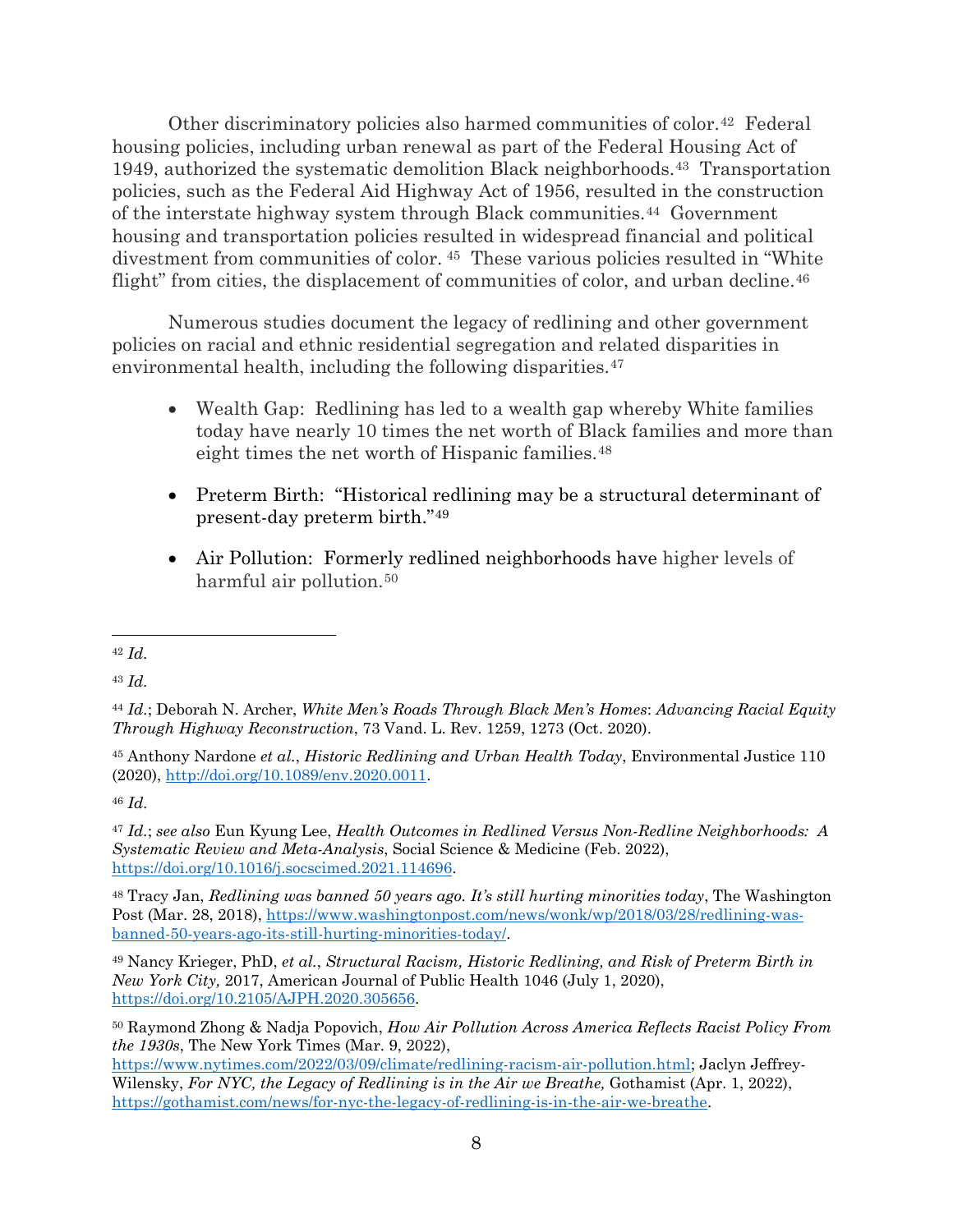Other discriminatory policies also harmed communities of color.[42] Federal housing policies, including urban renewal as part of the Federal Housing Act of 1949, authorized the systematic demolition Black neighborhoods.[43] Transportation policies, such as the Federal Aid Highway Act of 1956, resulted in the construction of the interstate highway system through Black communities.[44] Government housing and transportation policies resulted in widespread financial and political divestment from communities of color. [45] These various policies resulted in "White flight" from cities, the displacement of communities of color, and urban decline.[46]

Numerous studies document the legacy of redlining and other government policies on racial and ethnic residential segregation and related disparities in environmental health, including the following disparities.[47]

- Wealth Gap: Redlining has led to a wealth gap whereby White families today have nearly 10 times the net worth of Black families and more than eight times the net worth of Hispanic families.[48]
- Preterm Birth: "Historical redlining may be a structural determinant of present-day preterm birth."[49]
- Air Pollution: Formerly redlined neighborhoods have higher levels of harmful air pollution.[50]

---

[42] *Id.*

[43] *Id.*

[44] *Id.*; Deborah N. Archer, *White Men's Roads Through Black Men's Homes*: *Advancing Racial Equity Through Highway Reconstruction*, 73 Vand. L. Rev. 1259, 1273 (Oct. 2020).

[45] Anthony Nardone *et al.*, *Historic Redlining and Urban Health Today*, Environmental Justice 110 (2020), http://doi.org/10.1089/env.2020.0011.

[46] *Id.*

[47] *Id.*; *see also* Eun Kyung Lee, *Health Outcomes in Redlined Versus Non-Redline Neighborhoods: A Systematic Review and Meta-Analysis*, Social Science & Medicine (Feb. 2022), https://doi.org/10.1016/j.socscimed.2021.114696.

[48] Tracy Jan, *Redlining was banned 50 years ago. It's still hurting minorities today*, The Washington Post (Mar. 28, 2018), https://www.washingtonpost.com/news/wonk/wp/2018/03/28/redlining-was-banned-50-years-ago-its-still-hurting-minorities-today/.

[49] Nancy Krieger, PhD, *et al.*, *Structural Racism, Historic Redlining, and Risk of Preterm Birth in New York City,* 2017, American Journal of Public Health 1046 (July 1, 2020), https://doi.org/10.2105/AJPH.2020.305656.

[50] Raymond Zhong & Nadja Popovich, *How Air Pollution Across America Reflects Racist Policy From the 1930s*, The New York Times (Mar. 9, 2022), https://www.nytimes.com/2022/03/09/climate/redlining-racism-air-pollution.html; Jaclyn Jeffrey-Wilensky, *For NYC, the Legacy of Redlining is in the Air we Breathe,* Gothamist (Apr. 1, 2022), https://gothamist.com/news/for-nyc-the-legacy-of-redlining-is-in-the-air-we-breathe.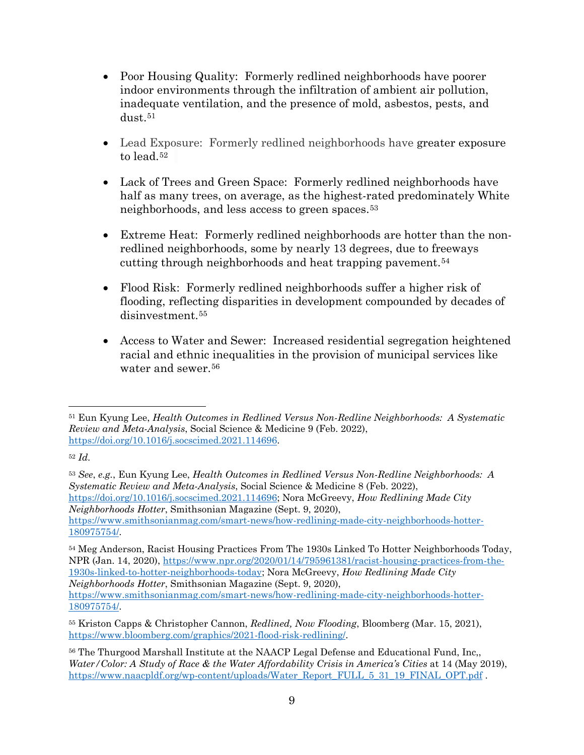- Poor Housing Quality: Formerly redlined neighborhoods have poorer indoor environments through the infiltration of ambient air pollution, inadequate ventilation, and the presence of mold, asbestos, pests, and dust.[51]

- Lead Exposure: Formerly redlined neighborhoods have greater exposure to lead.[52]

- Lack of Trees and Green Space: Formerly redlined neighborhoods have half as many trees, on average, as the highest-rated predominately White neighborhoods, and less access to green spaces.[53]

- Extreme Heat: Formerly redlined neighborhoods are hotter than the non-redlined neighborhoods, some by nearly 13 degrees, due to freeways cutting through neighborhoods and heat trapping pavement.[54]

- Flood Risk: Formerly redlined neighborhoods suffer a higher risk of flooding, reflecting disparities in development compounded by decades of disinvestment.[55]

- Access to Water and Sewer: Increased residential segregation heightened racial and ethnic inequalities in the provision of municipal services like water and sewer.[56]

---

[51] Eun Kyung Lee, *Health Outcomes in Redlined Versus Non-Redline Neighborhoods: A Systematic Review and Meta-Analysis*, Social Science & Medicine 9 (Feb. 2022), https://doi.org/10.1016/j.socscimed.2021.114696.

[52] *Id.*

[53] *See, e.g.*, Eun Kyung Lee, *Health Outcomes in Redlined Versus Non-Redline Neighborhoods: A Systematic Review and Meta-Analysis*, Social Science & Medicine 8 (Feb. 2022), https://doi.org/10.1016/j.socscimed.2021.114696; Nora McGreevy, *How Redlining Made City Neighborhoods Hotter*, Smithsonian Magazine (Sept. 9, 2020), https://www.smithsonianmag.com/smart-news/how-redlining-made-city-neighborhoods-hotter-180975754/.

[54] Meg Anderson, Racist Housing Practices From The 1930s Linked To Hotter Neighborhoods Today, NPR (Jan. 14, 2020), https://www.npr.org/2020/01/14/795961381/racist-housing-practices-from-the-1930s-linked-to-hotter-neighborhoods-today; Nora McGreevy, *How Redlining Made City Neighborhoods Hotter*, Smithsonian Magazine (Sept. 9, 2020), https://www.smithsonianmag.com/smart-news/how-redlining-made-city-neighborhoods-hotter-180975754/.

[55] Kriston Capps & Christopher Cannon, *Redlined, Now Flooding*, Bloomberg (Mar. 15, 2021), https://www.bloomberg.com/graphics/2021-flood-risk-redlining/.

[56] The Thurgood Marshall Institute at the NAACP Legal Defense and Educational Fund, Inc,, *Water/Color: A Study of Race & the Water Affordability Crisis in America's Cities* at 14 (May 2019), https://www.naacpldf.org/wp-content/uploads/Water_Report_FULL_5_31_19_FINAL_OPT.pdf .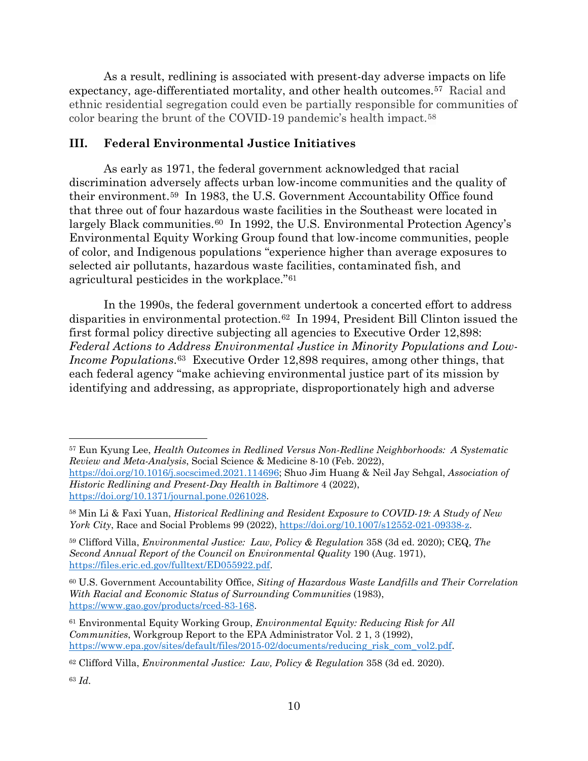As a result, redlining is associated with present-day adverse impacts on life expectancy, age-differentiated mortality, and other health outcomes.[57] Racial and ethnic residential segregation could even be partially responsible for communities of color bearing the brunt of the COVID-19 pandemic's health impact.[58]

## III. Federal Environmental Justice Initiatives

As early as 1971, the federal government acknowledged that racial discrimination adversely affects urban low-income communities and the quality of their environment.[59] In 1983, the U.S. Government Accountability Office found that three out of four hazardous waste facilities in the Southeast were located in largely Black communities.[60] In 1992, the U.S. Environmental Protection Agency's Environmental Equity Working Group found that low-income communities, people of color, and Indigenous populations "experience higher than average exposures to selected air pollutants, hazardous waste facilities, contaminated fish, and agricultural pesticides in the workplace."[61]

In the 1990s, the federal government undertook a concerted effort to address disparities in environmental protection.[62] In 1994, President Bill Clinton issued the first formal policy directive subjecting all agencies to Executive Order 12,898: *Federal Actions to Address Environmental Justice in Minority Populations and Low-Income Populations*.[63] Executive Order 12,898 requires, among other things, that each federal agency "make achieving environmental justice part of its mission by identifying and addressing, as appropriate, disproportionately high and adverse

---

[57] Eun Kyung Lee, *Health Outcomes in Redlined Versus Non-Redline Neighborhoods: A Systematic Review and Meta-Analysis*, Social Science & Medicine 8-10 (Feb. 2022), https://doi.org/10.1016/j.socscimed.2021.114696; Shuo Jim Huang & Neil Jay Sehgal, *Association of Historic Redlining and Present-Day Health in Baltimore* 4 (2022), https://doi.org/10.1371/journal.pone.0261028.

[58] Min Li & Faxi Yuan, *Historical Redlining and Resident Exposure to COVID-19: A Study of New York City*, Race and Social Problems 99 (2022), https://doi.org/10.1007/s12552-021-09338-z.

[59] Clifford Villa, *Environmental Justice: Law, Policy & Regulation* 358 (3d ed. 2020); CEQ, *The Second Annual Report of the Council on Environmental Quality* 190 (Aug. 1971), https://files.eric.ed.gov/fulltext/ED055922.pdf.

[60] U.S. Government Accountability Office, *Siting of Hazardous Waste Landfills and Their Correlation With Racial and Economic Status of Surrounding Communities* (1983), https://www.gao.gov/products/rced-83-168.

[61] Environmental Equity Working Group, *Environmental Equity: Reducing Risk for All Communities*, Workgroup Report to the EPA Administrator Vol. 2 1, 3 (1992), https://www.epa.gov/sites/default/files/2015-02/documents/reducing_risk_com_vol2.pdf.

[62] Clifford Villa, *Environmental Justice: Law, Policy & Regulation* 358 (3d ed. 2020).

[63] *Id.*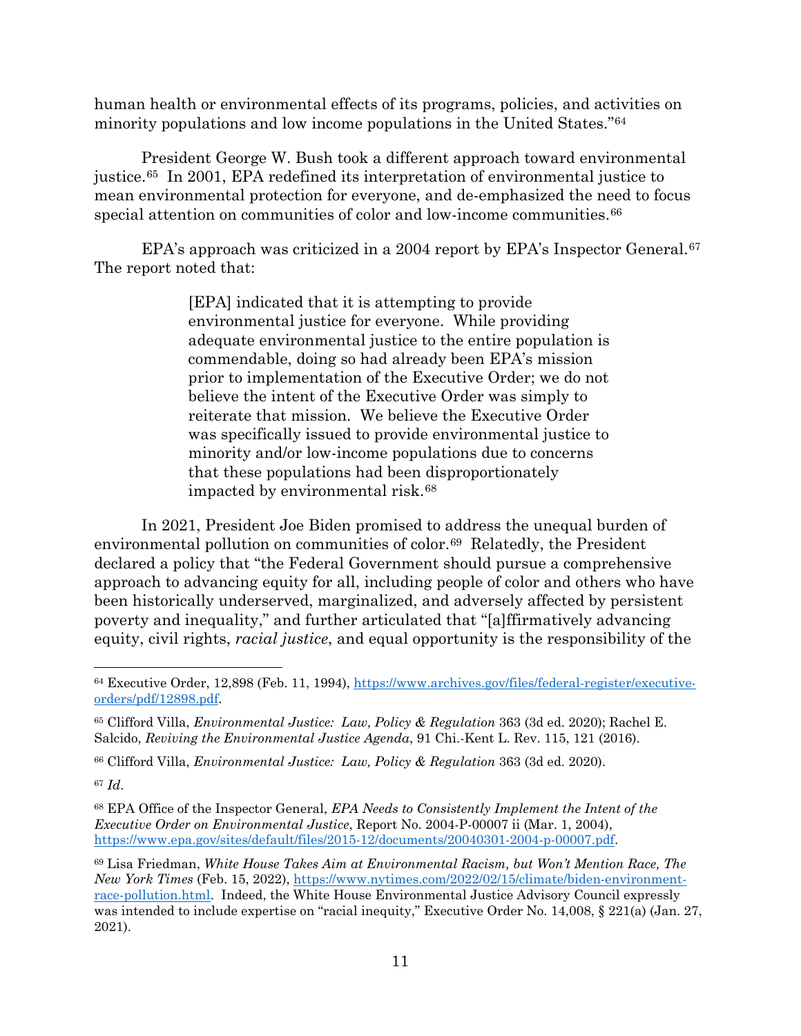human health or environmental effects of its programs, policies, and activities on minority populations and low income populations in the United States."[64]

President George W. Bush took a different approach toward environmental justice.[65] In 2001, EPA redefined its interpretation of environmental justice to mean environmental protection for everyone, and de-emphasized the need to focus special attention on communities of color and low-income communities.[66]

EPA's approach was criticized in a 2004 report by EPA's Inspector General.[67] The report noted that:

> [EPA] indicated that it is attempting to provide environmental justice for everyone. While providing adequate environmental justice to the entire population is commendable, doing so had already been EPA's mission prior to implementation of the Executive Order; we do not believe the intent of the Executive Order was simply to reiterate that mission. We believe the Executive Order was specifically issued to provide environmental justice to minority and/or low-income populations due to concerns that these populations had been disproportionately impacted by environmental risk.[68]

In 2021, President Joe Biden promised to address the unequal burden of environmental pollution on communities of color.[69] Relatedly, the President declared a policy that "the Federal Government should pursue a comprehensive approach to advancing equity for all, including people of color and others who have been historically underserved, marginalized, and adversely affected by persistent poverty and inequality," and further articulated that "[a]ffirmatively advancing equity, civil rights, *racial justice*, and equal opportunity is the responsibility of the

---

[64] Executive Order, 12,898 (Feb. 11, 1994), https://www.archives.gov/files/federal-register/executive-orders/pdf/12898.pdf.

[65] Clifford Villa, *Environmental Justice: Law, Policy & Regulation* 363 (3d ed. 2020); Rachel E. Salcido, *Reviving the Environmental Justice Agenda*, 91 Chi.-Kent L. Rev. 115, 121 (2016).

[66] Clifford Villa, *Environmental Justice: Law, Policy & Regulation* 363 (3d ed. 2020).

[67] *Id.*

[68] EPA Office of the Inspector General, *EPA Needs to Consistently Implement the Intent of the Executive Order on Environmental Justice*, Report No. 2004-P-00007 ii (Mar. 1, 2004), https://www.epa.gov/sites/default/files/2015-12/documents/20040301-2004-p-00007.pdf.

[69] Lisa Friedman, *White House Takes Aim at Environmental Racism, but Won't Mention Race, The New York Times* (Feb. 15, 2022), https://www.nytimes.com/2022/02/15/climate/biden-environment-race-pollution.html. Indeed, the White House Environmental Justice Advisory Council expressly was intended to include expertise on "racial inequity," Executive Order No. 14,008, § 221(a) (Jan. 27, 2021).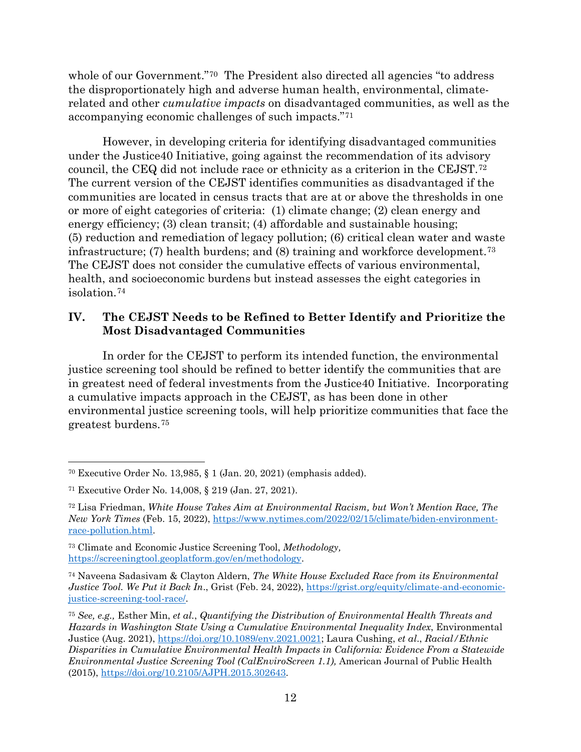whole of our Government."[70] The President also directed all agencies "to address the disproportionately high and adverse human health, environmental, climate-related and other *cumulative impacts* on disadvantaged communities, as well as the accompanying economic challenges of such impacts."[71]

However, in developing criteria for identifying disadvantaged communities under the Justice40 Initiative, going against the recommendation of its advisory council, the CEQ did not include race or ethnicity as a criterion in the CEJST.[72] The current version of the CEJST identifies communities as disadvantaged if the communities are located in census tracts that are at or above the thresholds in one or more of eight categories of criteria: (1) climate change; (2) clean energy and energy efficiency; (3) clean transit; (4) affordable and sustainable housing; (5) reduction and remediation of legacy pollution; (6) critical clean water and waste infrastructure; (7) health burdens; and (8) training and workforce development.[73] The CEJST does not consider the cumulative effects of various environmental, health, and socioeconomic burdens but instead assesses the eight categories in isolation.[74]

## IV. The CEJST Needs to be Refined to Better Identify and Prioritize the Most Disadvantaged Communities

In order for the CEJST to perform its intended function, the environmental justice screening tool should be refined to better identify the communities that are in greatest need of federal investments from the Justice40 Initiative. Incorporating a cumulative impacts approach in the CEJST, as has been done in other environmental justice screening tools, will help prioritize communities that face the greatest burdens.[75]

---

[70] Executive Order No. 13,985, § 1 (Jan. 20, 2021) (emphasis added).

[71] Executive Order No. 14,008, § 219 (Jan. 27, 2021).

[72] Lisa Friedman, *White House Takes Aim at Environmental Racism, but Won't Mention Race, The New York Times* (Feb. 15, 2022), https://www.nytimes.com/2022/02/15/climate/biden-environment-race-pollution.html.

[73] Climate and Economic Justice Screening Tool, *Methodology,* https://screeningtool.geoplatform.gov/en/methodology.

[74] Naveena Sadasivam & Clayton Aldern, *The White House Excluded Race from its Environmental Justice Tool. We Put it Back In.*, Grist (Feb. 24, 2022), https://grist.org/equity/climate-and-economic-justice-screening-tool-race/.

[75] *See, e.g.,* Esther Min, *et al.*, *Quantifying the Distribution of Environmental Health Threats and Hazards in Washington State Using a Cumulative Environmental Inequality Index*, Environmental Justice (Aug. 2021), https://doi.org/10.1089/env.2021.0021; Laura Cushing, *et al.*, *Racial/Ethnic Disparities in Cumulative Environmental Health Impacts in California: Evidence From a Statewide Environmental Justice Screening Tool (CalEnviroScreen 1.1),* American Journal of Public Health (2015), https://doi.org/10.2105/AJPH.2015.302643.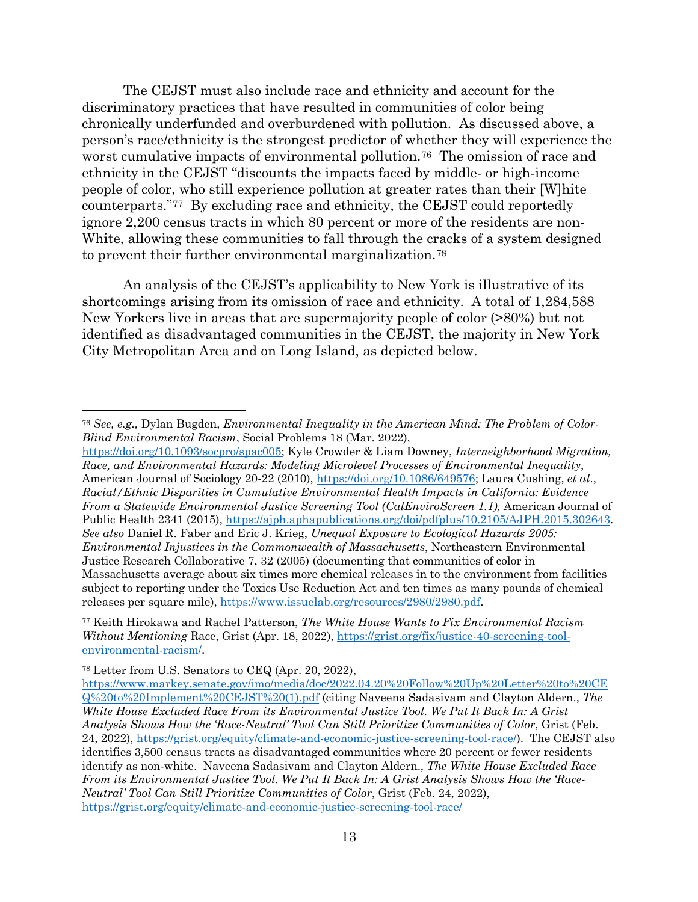The CEJST must also include race and ethnicity and account for the discriminatory practices that have resulted in communities of color being chronically underfunded and overburdened with pollution. As discussed above, a person's race/ethnicity is the strongest predictor of whether they will experience the worst cumulative impacts of environmental pollution.[76] The omission of race and ethnicity in the CEJST "discounts the impacts faced by middle- or high-income people of color, who still experience pollution at greater rates than their [W]hite counterparts."[77] By excluding race and ethnicity, the CEJST could reportedly ignore 2,200 census tracts in which 80 percent or more of the residents are non-White, allowing these communities to fall through the cracks of a system designed to prevent their further environmental marginalization.[78]

An analysis of the CEJST's applicability to New York is illustrative of its shortcomings arising from its omission of race and ethnicity. A total of 1,284,588 New Yorkers live in areas that are supermajority people of color (>80%) but not identified as disadvantaged communities in the CEJST, the majority in New York City Metropolitan Area and on Long Island, as depicted below.

---

[76] *See, e.g.,* Dylan Bugden, *Environmental Inequality in the American Mind: The Problem of Color-Blind Environmental Racism*, Social Problems 18 (Mar. 2022), https://doi.org/10.1093/socpro/spac005; Kyle Crowder & Liam Downey, *Interneighborhood Migration, Race, and Environmental Hazards: Modeling Microlevel Processes of Environmental Inequality*, American Journal of Sociology 20-22 (2010), https://doi.org/10.1086/649576; Laura Cushing, *et al*., *Racial/Ethnic Disparities in Cumulative Environmental Health Impacts in California: Evidence From a Statewide Environmental Justice Screening Tool (CalEnviroScreen 1.1),* American Journal of Public Health 2341 (2015), https://ajph.aphapublications.org/doi/pdfplus/10.2105/AJPH.2015.302643. *See also* Daniel R. Faber and Eric J. Krieg, *Unequal Exposure to Ecological Hazards 2005: Environmental Injustices in the Commonwealth of Massachusetts*, Northeastern Environmental Justice Research Collaborative 7, 32 (2005) (documenting that communities of color in Massachusetts average about six times more chemical releases in to the environment from facilities subject to reporting under the Toxics Use Reduction Act and ten times as many pounds of chemical releases per square mile), https://www.issuelab.org/resources/2980/2980.pdf.

[77] Keith Hirokawa and Rachel Patterson, *The White House Wants to Fix Environmental Racism Without Mentioning* Race, Grist (Apr. 18, 2022), https://grist.org/fix/justice-40-screening-tool-environmental-racism/.

[78] Letter from U.S. Senators to CEQ (Apr. 20, 2022), https://www.markey.senate.gov/imo/media/doc/2022.04.20%20Follow%20Up%20Letter%20to%20CEQ%20to%20Implement%20CEJST%20(1).pdf (citing Naveena Sadasivam and Clayton Aldern., *The White House Excluded Race From its Environmental Justice Tool. We Put It Back In: A Grist Analysis Shows How the 'Race-Neutral' Tool Can Still Prioritize Communities of Color*, Grist (Feb. 24, 2022), https://grist.org/equity/climate-and-economic-justice-screening-tool-race/). The CEJST also identifies 3,500 census tracts as disadvantaged communities where 20 percent or fewer residents identify as non-white. Naveena Sadasivam and Clayton Aldern., *The White House Excluded Race From its Environmental Justice Tool. We Put It Back In: A Grist Analysis Shows How the 'Race-Neutral' Tool Can Still Prioritize Communities of Color*, Grist (Feb. 24, 2022), https://grist.org/equity/climate-and-economic-justice-screening-tool-race/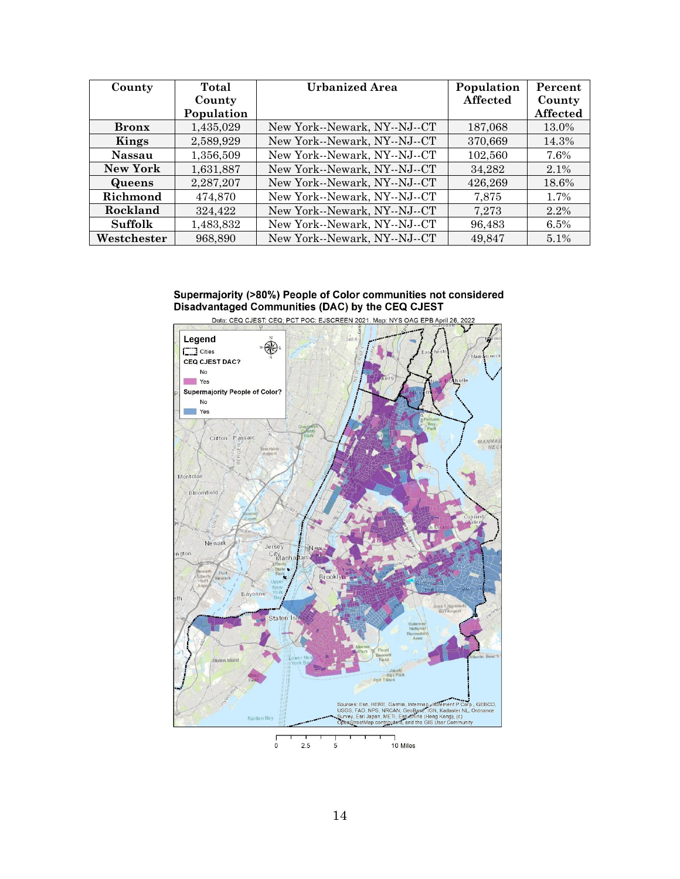| County | Total County Population | Urbanized Area | Population Affected | Percent County Affected |
|---|---|---|---|---|
| **Bronx** | 1,435,029 | New York--Newark, NY--NJ--CT | 187,068 | 13.0% |
| **Kings** | 2,589,929 | New York--Newark, NY--NJ--CT | 370,669 | 14.3% |
| **Nassau** | 1,356,509 | New York--Newark, NY--NJ--CT | 102,560 | 7.6% |
| **New York** | 1,631,887 | New York--Newark, NY--NJ--CT | 34,282 | 2.1% |
| **Queens** | 2,287,207 | New York--Newark, NY--NJ--CT | 426,269 | 18.6% |
| **Richmond** | 474,870 | New York--Newark, NY--NJ--CT | 7,875 | 1.7% |
| **Rockland** | 324,422 | New York--Newark, NY--NJ--CT | 7,273 | 2.2% |
| **Suffolk** | 1,483,832 | New York--Newark, NY--NJ--CT | 96,483 | 6.5% |
| **Westchester** | 968,890 | New York--Newark, NY--NJ--CT | 49,847 | 5.1% |

**Supermajority (>80%) People of Color communities not considered Disadvantaged Communities (DAC) by the CEQ CJEST**

Data: CEQ CJEST; CEQ; PCT POC: EJSCREEN 2021. Map: NYS OAG EPB April 26, 2022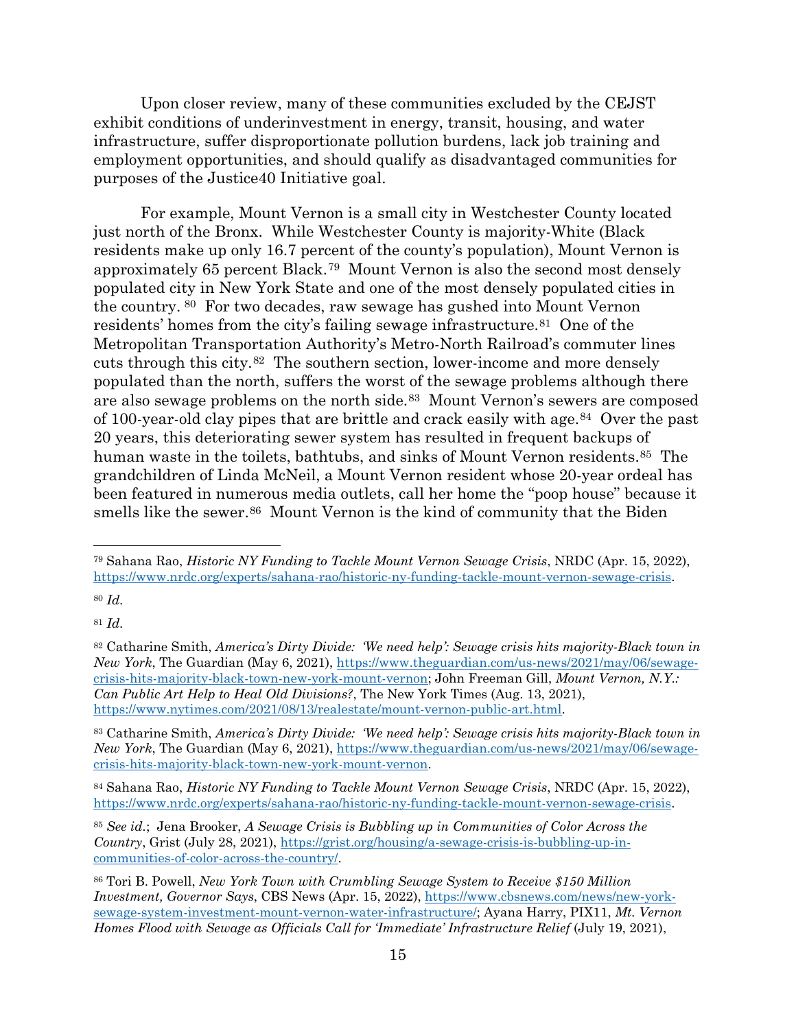Upon closer review, many of these communities excluded by the CEJST exhibit conditions of underinvestment in energy, transit, housing, and water infrastructure, suffer disproportionate pollution burdens, lack job training and employment opportunities, and should qualify as disadvantaged communities for purposes of the Justice40 Initiative goal.

For example, Mount Vernon is a small city in Westchester County located just north of the Bronx. While Westchester County is majority-White (Black residents make up only 16.7 percent of the county's population), Mount Vernon is approximately 65 percent Black.[79] Mount Vernon is also the second most densely populated city in New York State and one of the most densely populated cities in the country.[80] For two decades, raw sewage has gushed into Mount Vernon residents' homes from the city's failing sewage infrastructure.[81] One of the Metropolitan Transportation Authority's Metro-North Railroad's commuter lines cuts through this city.[82] The southern section, lower-income and more densely populated than the north, suffers the worst of the sewage problems although there are also sewage problems on the north side.[83] Mount Vernon's sewers are composed of 100-year-old clay pipes that are brittle and crack easily with age.[84] Over the past 20 years, this deteriorating sewer system has resulted in frequent backups of human waste in the toilets, bathtubs, and sinks of Mount Vernon residents.[85] The grandchildren of Linda McNeil, a Mount Vernon resident whose 20-year ordeal has been featured in numerous media outlets, call her home the "poop house" because it smells like the sewer.[86] Mount Vernon is the kind of community that the Biden

---

[79] Sahana Rao, *Historic NY Funding to Tackle Mount Vernon Sewage Crisis*, NRDC (Apr. 15, 2022), https://www.nrdc.org/experts/sahana-rao/historic-ny-funding-tackle-mount-vernon-sewage-crisis.

[80] *Id.*

[81] *Id.*

[82] Catharine Smith, *America's Dirty Divide: 'We need help': Sewage crisis hits majority-Black town in New York*, The Guardian (May 6, 2021), https://www.theguardian.com/us-news/2021/may/06/sewage-crisis-hits-majority-black-town-new-york-mount-vernon; John Freeman Gill, *Mount Vernon, N.Y.: Can Public Art Help to Heal Old Divisions?*, The New York Times (Aug. 13, 2021), https://www.nytimes.com/2021/08/13/realestate/mount-vernon-public-art.html.

[83] Catharine Smith, *America's Dirty Divide: 'We need help': Sewage crisis hits majority-Black town in New York*, The Guardian (May 6, 2021), https://www.theguardian.com/us-news/2021/may/06/sewage-crisis-hits-majority-black-town-new-york-mount-vernon.

[84] Sahana Rao, *Historic NY Funding to Tackle Mount Vernon Sewage Crisis*, NRDC (Apr. 15, 2022), https://www.nrdc.org/experts/sahana-rao/historic-ny-funding-tackle-mount-vernon-sewage-crisis.

[85] *See id.*; Jena Brooker, *A Sewage Crisis is Bubbling up in Communities of Color Across the Country*, Grist (July 28, 2021), https://grist.org/housing/a-sewage-crisis-is-bubbling-up-in-communities-of-color-across-the-country/.

[86] Tori B. Powell, *New York Town with Crumbling Sewage System to Receive $150 Million Investment, Governor Says*, CBS News (Apr. 15, 2022), https://www.cbsnews.com/news/new-york-sewage-system-investment-mount-vernon-water-infrastructure/; Ayana Harry, PIX11, *Mt. Vernon Homes Flood with Sewage as Officials Call for 'Immediate' Infrastructure Relief* (July 19, 2021),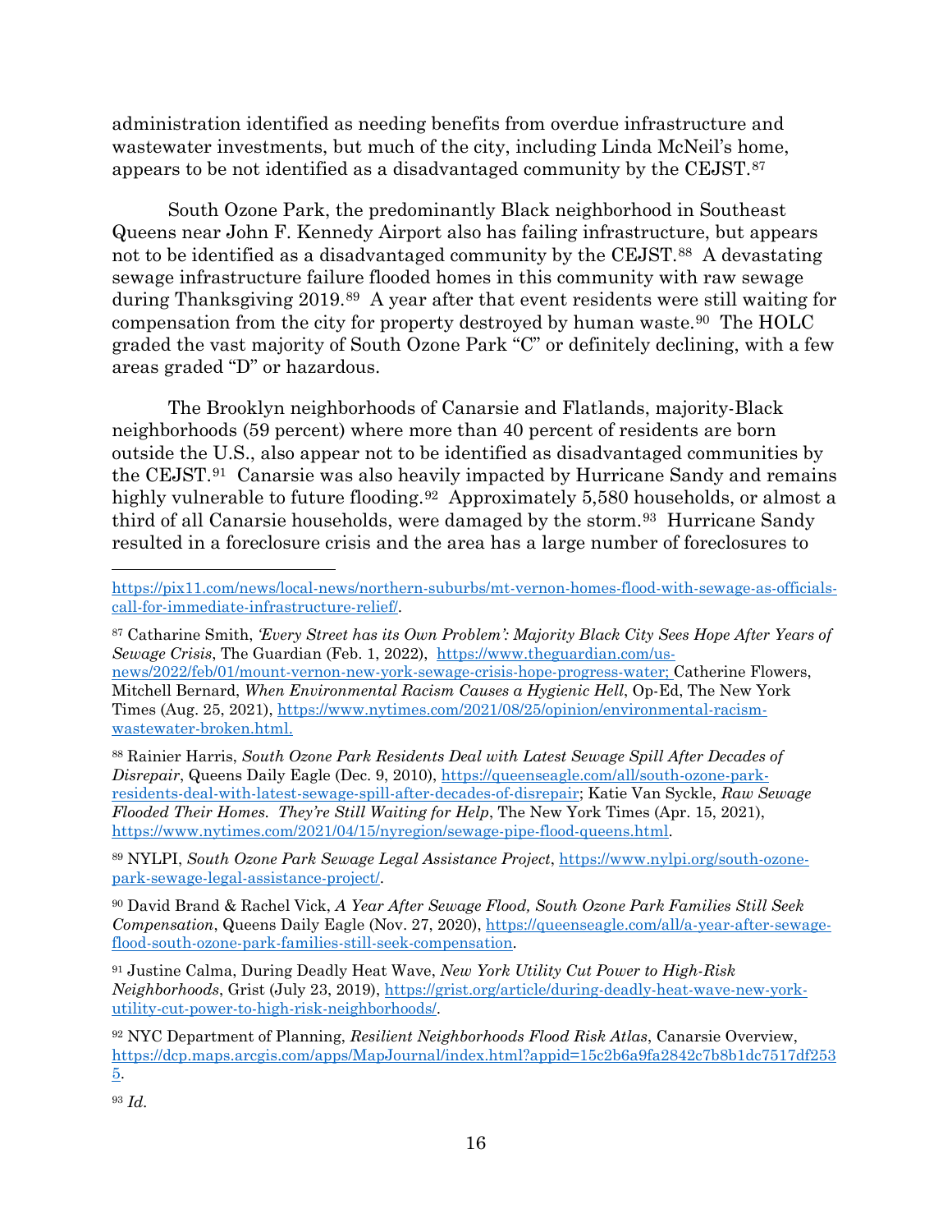administration identified as needing benefits from overdue infrastructure and wastewater investments, but much of the city, including Linda McNeil's home, appears to be not identified as a disadvantaged community by the CEJST.[87]

South Ozone Park, the predominantly Black neighborhood in Southeast Queens near John F. Kennedy Airport also has failing infrastructure, but appears not to be identified as a disadvantaged community by the CEJST.[88] A devastating sewage infrastructure failure flooded homes in this community with raw sewage during Thanksgiving 2019.[89] A year after that event residents were still waiting for compensation from the city for property destroyed by human waste.[90] The HOLC graded the vast majority of South Ozone Park "C" or definitely declining, with a few areas graded "D" or hazardous.

The Brooklyn neighborhoods of Canarsie and Flatlands, majority-Black neighborhoods (59 percent) where more than 40 percent of residents are born outside the U.S., also appear not to be identified as disadvantaged communities by the CEJST.[91] Canarsie was also heavily impacted by Hurricane Sandy and remains highly vulnerable to future flooding.[92] Approximately 5,580 households, or almost a third of all Canarsie households, were damaged by the storm.[93] Hurricane Sandy resulted in a foreclosure crisis and the area has a large number of foreclosures to

---

https://pix11.com/news/local-news/northern-suburbs/mt-vernon-homes-flood-with-sewage-as-officials-call-for-immediate-infrastructure-relief/.

[87] Catharine Smith, *'Every Street has its Own Problem': Majority Black City Sees Hope After Years of Sewage Crisis*, The Guardian (Feb. 1, 2022), https://www.theguardian.com/us-news/2022/feb/01/mount-vernon-new-york-sewage-crisis-hope-progress-water; Catherine Flowers, Mitchell Bernard, *When Environmental Racism Causes a Hygienic Hell*, Op-Ed, The New York Times (Aug. 25, 2021), https://www.nytimes.com/2021/08/25/opinion/environmental-racism-wastewater-broken.html.

[88] Rainier Harris, *South Ozone Park Residents Deal with Latest Sewage Spill After Decades of Disrepair*, Queens Daily Eagle (Dec. 9, 2010), https://queenseagle.com/all/south-ozone-park-residents-deal-with-latest-sewage-spill-after-decades-of-disrepair; Katie Van Syckle, *Raw Sewage Flooded Their Homes. They're Still Waiting for Help*, The New York Times (Apr. 15, 2021), https://www.nytimes.com/2021/04/15/nyregion/sewage-pipe-flood-queens.html.

[89] NYLPI, *South Ozone Park Sewage Legal Assistance Project*, https://www.nylpi.org/south-ozone-park-sewage-legal-assistance-project/.

[90] David Brand & Rachel Vick, *A Year After Sewage Flood, South Ozone Park Families Still Seek Compensation*, Queens Daily Eagle (Nov. 27, 2020), https://queenseagle.com/all/a-year-after-sewage-flood-south-ozone-park-families-still-seek-compensation.

[91] Justine Calma, During Deadly Heat Wave, *New York Utility Cut Power to High-Risk Neighborhoods*, Grist (July 23, 2019), https://grist.org/article/during-deadly-heat-wave-new-york-utility-cut-power-to-high-risk-neighborhoods/.

[92] NYC Department of Planning, *Resilient Neighborhoods Flood Risk Atlas*, Canarsie Overview, https://dcp.maps.arcgis.com/apps/MapJournal/index.html?appid=15c2b6a9fa2842c7b8b1dc7517df2535.

[93] *Id.*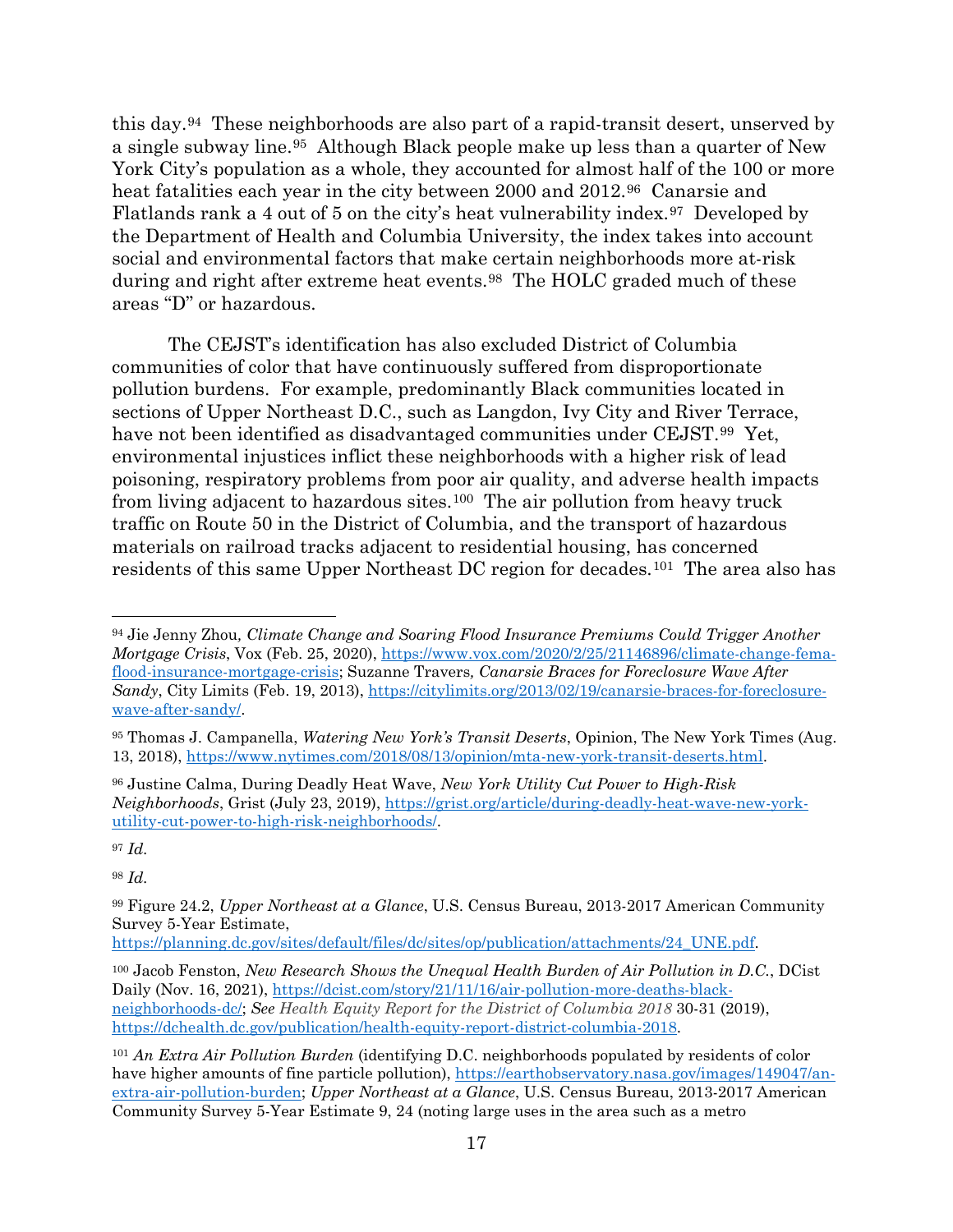this day.[94] These neighborhoods are also part of a rapid-transit desert, unserved by a single subway line.[95] Although Black people make up less than a quarter of New York City's population as a whole, they accounted for almost half of the 100 or more heat fatalities each year in the city between 2000 and 2012.[96] Canarsie and Flatlands rank a 4 out of 5 on the city's heat vulnerability index.[97] Developed by the Department of Health and Columbia University, the index takes into account social and environmental factors that make certain neighborhoods more at-risk during and right after extreme heat events.[98] The HOLC graded much of these areas "D" or hazardous.

The CEJST's identification has also excluded District of Columbia communities of color that have continuously suffered from disproportionate pollution burdens. For example, predominantly Black communities located in sections of Upper Northeast D.C., such as Langdon, Ivy City and River Terrace, have not been identified as disadvantaged communities under CEJST.[99] Yet, environmental injustices inflict these neighborhoods with a higher risk of lead poisoning, respiratory problems from poor air quality, and adverse health impacts from living adjacent to hazardous sites.[100] The air pollution from heavy truck traffic on Route 50 in the District of Columbia, and the transport of hazardous materials on railroad tracks adjacent to residential housing, has concerned residents of this same Upper Northeast DC region for decades.[101] The area also has

---

[94] Jie Jenny Zhou, *Climate Change and Soaring Flood Insurance Premiums Could Trigger Another Mortgage Crisis*, Vox (Feb. 25, 2020), https://www.vox.com/2020/2/25/21146896/climate-change-fema-flood-insurance-mortgage-crisis; Suzanne Travers, *Canarsie Braces for Foreclosure Wave After Sandy*, City Limits (Feb. 19, 2013), https://citylimits.org/2013/02/19/canarsie-braces-for-foreclosure-wave-after-sandy/.

[95] Thomas J. Campanella, *Watering New York's Transit Deserts*, Opinion, The New York Times (Aug. 13, 2018), https://www.nytimes.com/2018/08/13/opinion/mta-new-york-transit-deserts.html.

[96] Justine Calma, During Deadly Heat Wave, *New York Utility Cut Power to High-Risk Neighborhoods*, Grist (July 23, 2019), https://grist.org/article/during-deadly-heat-wave-new-york-utility-cut-power-to-high-risk-neighborhoods/.

[97] *Id.*

[98] *Id.*

[99] Figure 24.2, *Upper Northeast at a Glance*, U.S. Census Bureau, 2013-2017 American Community Survey 5-Year Estimate, https://planning.dc.gov/sites/default/files/dc/sites/op/publication/attachments/24_UNE.pdf.

[100] Jacob Fenston, *New Research Shows the Unequal Health Burden of Air Pollution in D.C.*, DCist Daily (Nov. 16, 2021), https://dcist.com/story/21/11/16/air-pollution-more-deaths-black-neighborhoods-dc/; *See Health Equity Report for the District of Columbia 2018* 30-31 (2019), https://dchealth.dc.gov/publication/health-equity-report-district-columbia-2018.

[101] *An Extra Air Pollution Burden* (identifying D.C. neighborhoods populated by residents of color have higher amounts of fine particle pollution), https://earthobservatory.nasa.gov/images/149047/an-extra-air-pollution-burden; *Upper Northeast at a Glance*, U.S. Census Bureau, 2013-2017 American Community Survey 5-Year Estimate 9, 24 (noting large uses in the area such as a metro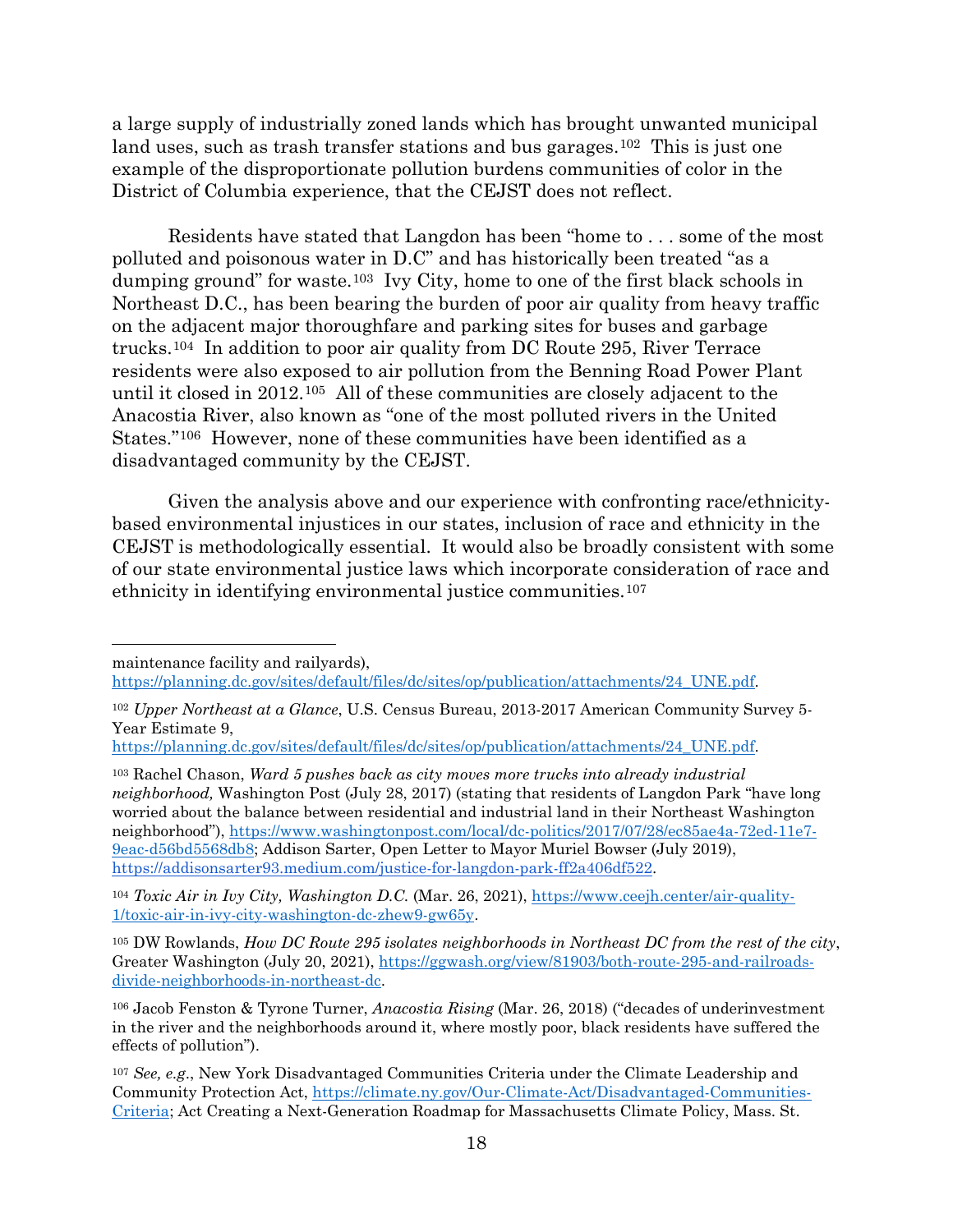a large supply of industrially zoned lands which has brought unwanted municipal land uses, such as trash transfer stations and bus garages.[102] This is just one example of the disproportionate pollution burdens communities of color in the District of Columbia experience, that the CEJST does not reflect.

Residents have stated that Langdon has been "home to . . . some of the most polluted and poisonous water in D.C" and has historically been treated "as a dumping ground" for waste.[103] Ivy City, home to one of the first black schools in Northeast D.C., has been bearing the burden of poor air quality from heavy traffic on the adjacent major thoroughfare and parking sites for buses and garbage trucks.[104] In addition to poor air quality from DC Route 295, River Terrace residents were also exposed to air pollution from the Benning Road Power Plant until it closed in 2012.[105] All of these communities are closely adjacent to the Anacostia River, also known as "one of the most polluted rivers in the United States."[106] However, none of these communities have been identified as a disadvantaged community by the CEJST.

Given the analysis above and our experience with confronting race/ethnicity-based environmental injustices in our states, inclusion of race and ethnicity in the CEJST is methodologically essential. It would also be broadly consistent with some of our state environmental justice laws which incorporate consideration of race and ethnicity in identifying environmental justice communities.[107]

---

maintenance facility and railyards), https://planning.dc.gov/sites/default/files/dc/sites/op/publication/attachments/24_UNE.pdf.

[102] *Upper Northeast at a Glance*, U.S. Census Bureau, 2013-2017 American Community Survey 5-Year Estimate 9, https://planning.dc.gov/sites/default/files/dc/sites/op/publication/attachments/24_UNE.pdf.

[103] Rachel Chason, *Ward 5 pushes back as city moves more trucks into already industrial neighborhood,* Washington Post (July 28, 2017) (stating that residents of Langdon Park "have long worried about the balance between residential and industrial land in their Northeast Washington neighborhood"), https://www.washingtonpost.com/local/dc-politics/2017/07/28/ec85ae4a-72ed-11e7-9eac-d56bd5568db8; Addison Sarter, Open Letter to Mayor Muriel Bowser (July 2019), https://addisonsarter93.medium.com/justice-for-langdon-park-ff2a406df522.

[104] *Toxic Air in Ivy City, Washington D.C.* (Mar. 26, 2021), https://www.ceejh.center/air-quality-1/toxic-air-in-ivy-city-washington-dc-zhew9-gw65y.

[105] DW Rowlands, *How DC Route 295 isolates neighborhoods in Northeast DC from the rest of the city*, Greater Washington (July 20, 2021), https://ggwash.org/view/81903/both-route-295-and-railroads-divide-neighborhoods-in-northeast-dc.

[106] Jacob Fenston & Tyrone Turner, *Anacostia Rising* (Mar. 26, 2018) ("decades of underinvestment in the river and the neighborhoods around it, where mostly poor, black residents have suffered the effects of pollution").

[107] *See, e.g.*, New York Disadvantaged Communities Criteria under the Climate Leadership and Community Protection Act, https://climate.ny.gov/Our-Climate-Act/Disadvantaged-Communities-Criteria; Act Creating a Next-Generation Roadmap for Massachusetts Climate Policy, Mass. St.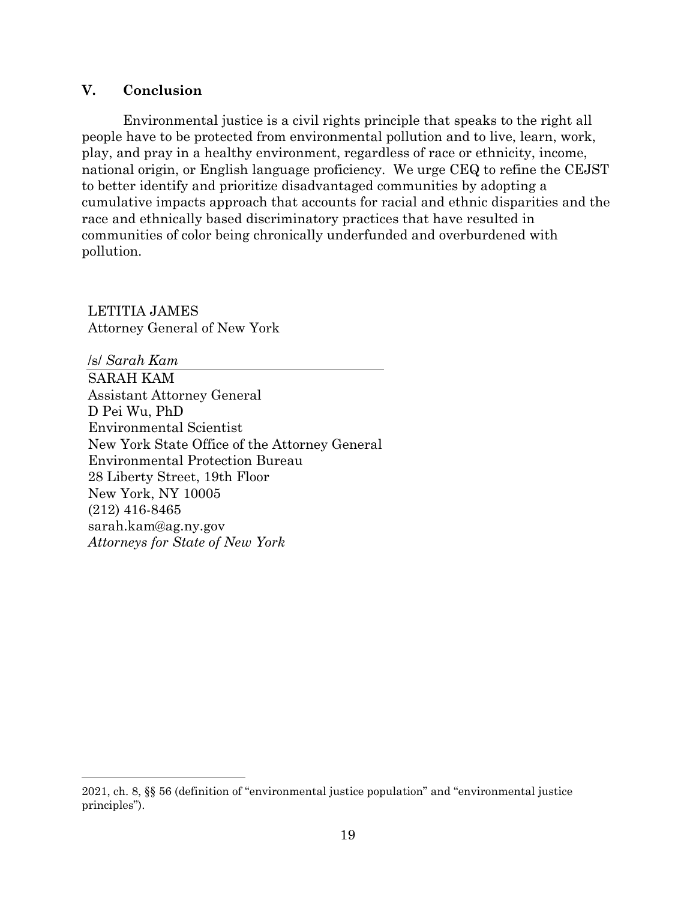## V. Conclusion

Environmental justice is a civil rights principle that speaks to the right all people have to be protected from environmental pollution and to live, learn, work, play, and pray in a healthy environment, regardless of race or ethnicity, income, national origin, or English language proficiency. We urge CEQ to refine the CEJST to better identify and prioritize disadvantaged communities by adopting a cumulative impacts approach that accounts for racial and ethnic disparities and the race and ethnically based discriminatory practices that have resulted in communities of color being chronically underfunded and overburdened with pollution.

LETITIA JAMES
Attorney General of New York

/s/ *Sarah Kam*

SARAH KAM
Assistant Attorney General
D Pei Wu, PhD
Environmental Scientist
New York State Office of the Attorney General
Environmental Protection Bureau
28 Liberty Street, 19th Floor
New York, NY 10005
(212) 416-8465
sarah.kam@ag.ny.gov
*Attorneys for State of New York*

---

2021, ch. 8, §§ 56 (definition of "environmental justice population" and "environmental justice principles").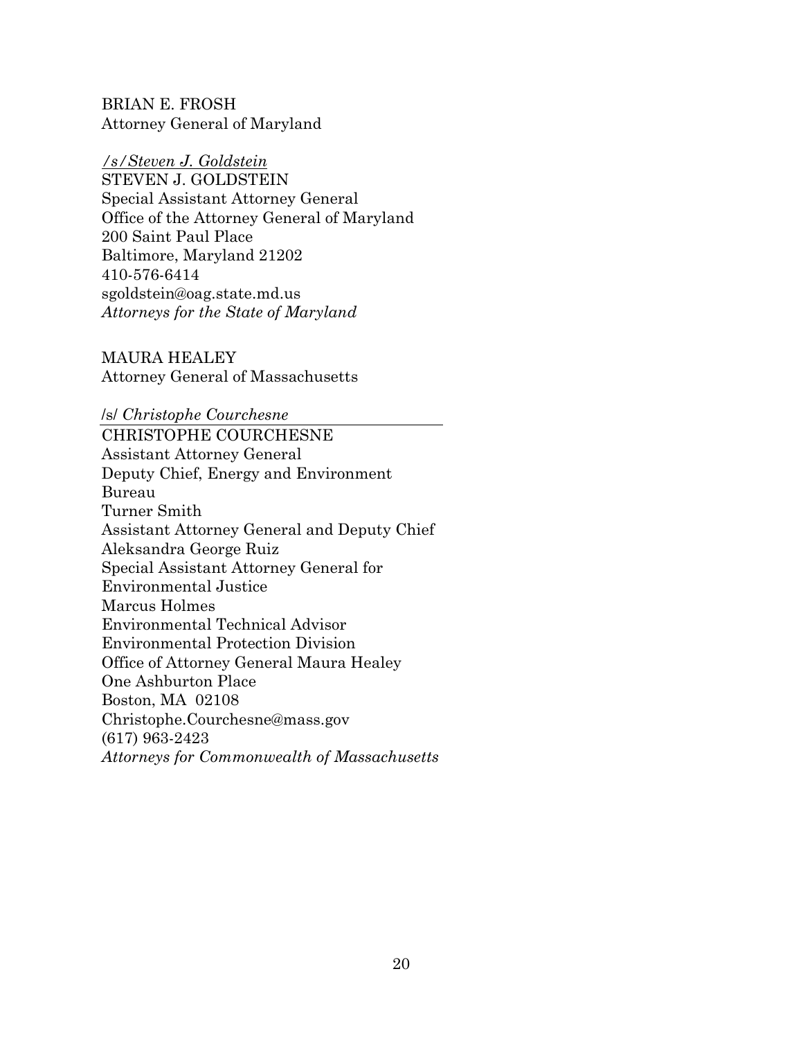BRIAN E. FROSH
Attorney General of Maryland

*/s/Steven J. Goldstein*
STEVEN J. GOLDSTEIN
Special Assistant Attorney General
Office of the Attorney General of Maryland
200 Saint Paul Place
Baltimore, Maryland 21202
410-576-6414
sgoldstein@oag.state.md.us
*Attorneys for the State of Maryland*

MAURA HEALEY
Attorney General of Massachusetts

/s/ *Christophe Courchesne*
CHRISTOPHE COURCHESNE
Assistant Attorney General
Deputy Chief, Energy and Environment Bureau
Turner Smith
Assistant Attorney General and Deputy Chief
Aleksandra George Ruiz
Special Assistant Attorney General for Environmental Justice
Marcus Holmes
Environmental Technical Advisor
Environmental Protection Division
Office of Attorney General Maura Healey
One Ashburton Place
Boston, MA 02108
Christophe.Courchesne@mass.gov
(617) 963-2423
*Attorneys for Commonwealth of Massachusetts*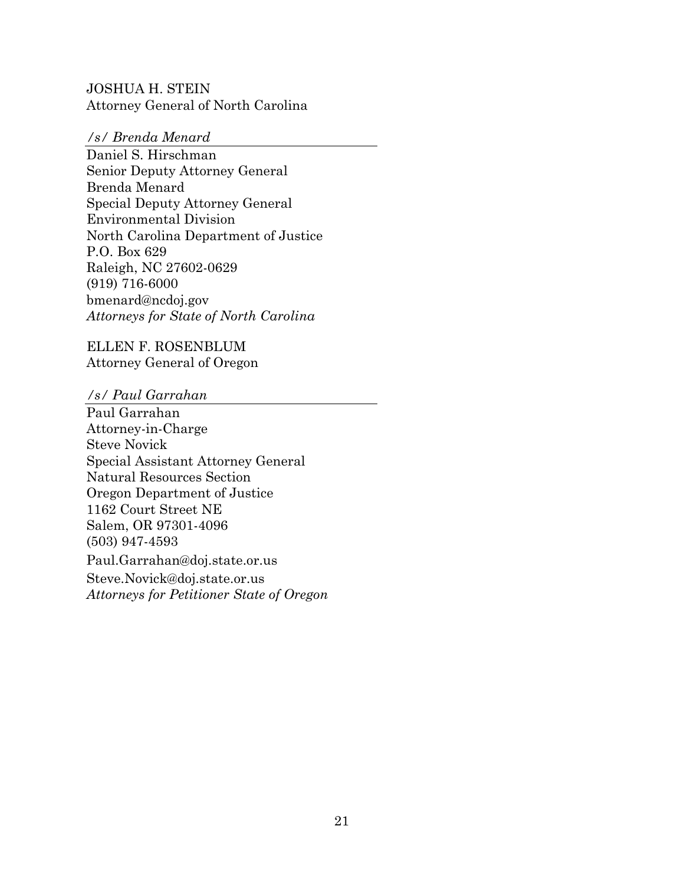JOSHUA H. STEIN
Attorney General of North Carolina

*/s/ Brenda Menard*

Daniel S. Hirschman
Senior Deputy Attorney General
Brenda Menard
Special Deputy Attorney General
Environmental Division
North Carolina Department of Justice
P.O. Box 629
Raleigh, NC 27602-0629
(919) 716-6000
bmenard@ncdoj.gov
*Attorneys for State of North Carolina*

ELLEN F. ROSENBLUM
Attorney General of Oregon

*/s/ Paul Garrahan*

Paul Garrahan
Attorney-in-Charge
Steve Novick
Special Assistant Attorney General
Natural Resources Section
Oregon Department of Justice
1162 Court Street NE
Salem, OR 97301-4096
(503) 947-4593
Paul.Garrahan@doj.state.or.us
Steve.Novick@doj.state.or.us
*Attorneys for Petitioner State of Oregon*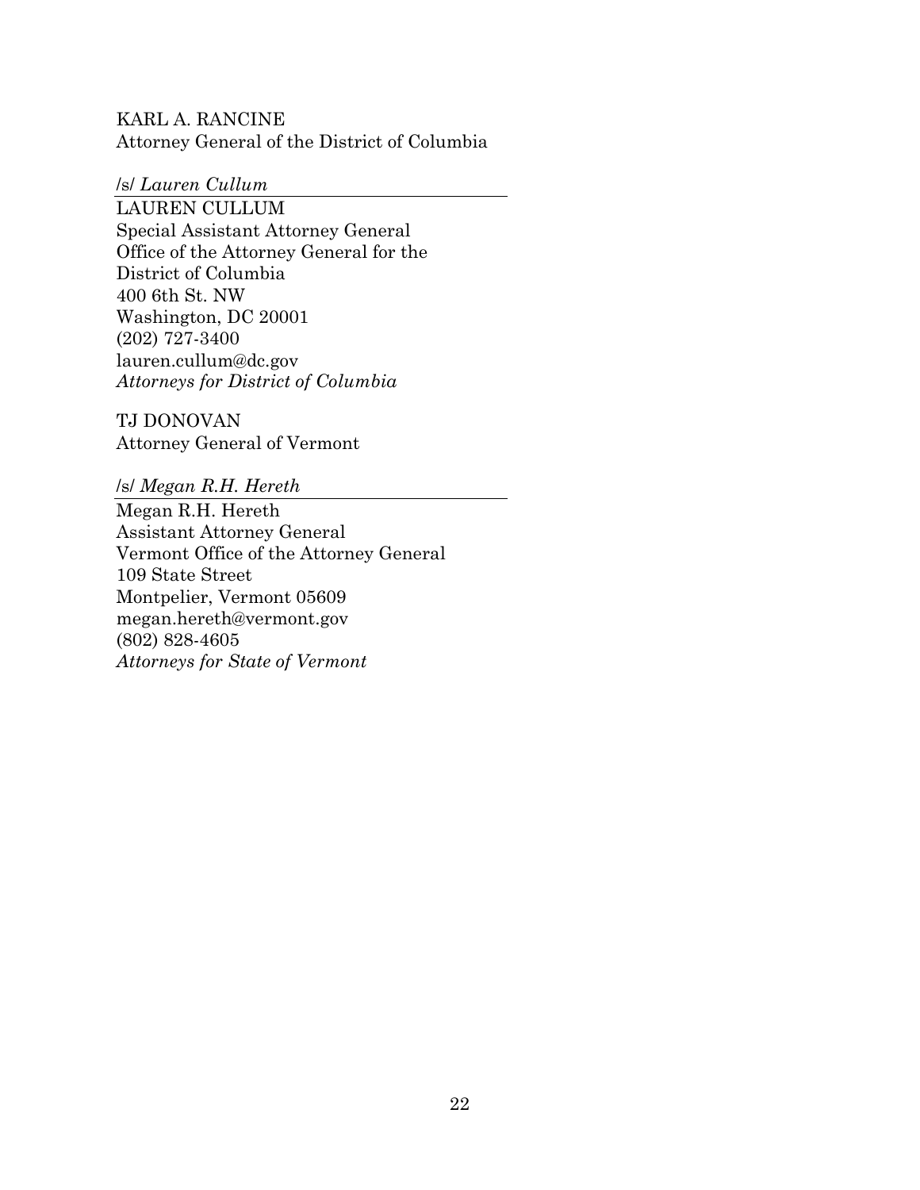KARL A. RANCINE
Attorney General of the District of Columbia

/s/ *Lauren Cullum*

LAUREN CULLUM
Special Assistant Attorney General
Office of the Attorney General for the District of Columbia
400 6th St. NW
Washington, DC 20001
(202) 727-3400
lauren.cullum@dc.gov
*Attorneys for District of Columbia*

TJ DONOVAN
Attorney General of Vermont

/s/ *Megan R.H. Hereth*

Megan R.H. Hereth
Assistant Attorney General
Vermont Office of the Attorney General
109 State Street
Montpelier, Vermont 05609
megan.hereth@vermont.gov
(802) 828-4605
*Attorneys for State of Vermont*